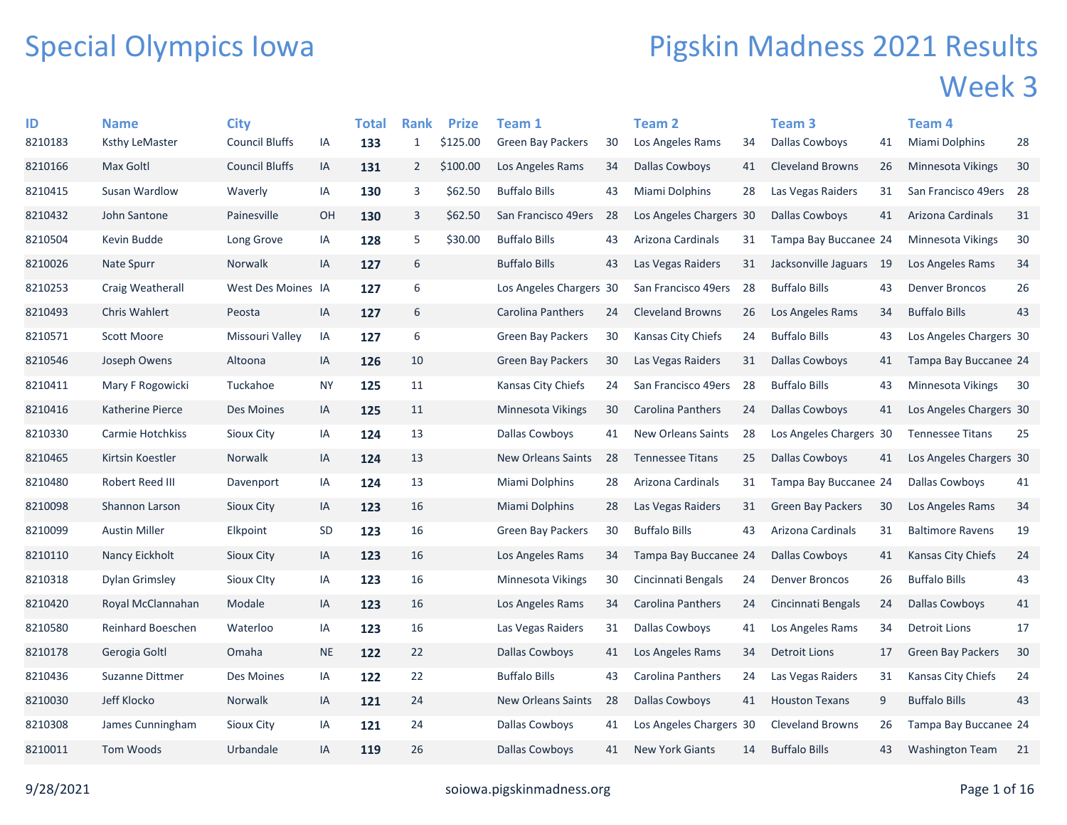# Special Olympics Iowa

# Pigskin Madness 2021 Results

## Week 3

| ID | Name | City | | Total | Rank | Prize | Team 1 | | Team 2 | | Team 3 | | Team 4 | |
|---|---|---|---|---|---|---|---|---|---|---|---|---|---|---|
| 8210183 | Ksthy LeMaster | Council Bluffs | IA | **133** | 1 | $125.00 | Green Bay Packers | 30 | Los Angeles Rams | 34 | Dallas Cowboys | 41 | Miami Dolphins | 28 |
| 8210166 | Max Goltl | Council Bluffs | IA | **131** | 2 | $100.00 | Los Angeles Rams | 34 | Dallas Cowboys | 41 | Cleveland Browns | 26 | Minnesota Vikings | 30 |
| 8210415 | Susan Wardlow | Waverly | IA | **130** | 3 | $62.50 | Buffalo Bills | 43 | Miami Dolphins | 28 | Las Vegas Raiders | 31 | San Francisco 49ers | 28 |
| 8210432 | John Santone | Painesville | OH | **130** | 3 | $62.50 | San Francisco 49ers | 28 | Los Angeles Chargers | 30 | Dallas Cowboys | 41 | Arizona Cardinals | 31 |
| 8210504 | Kevin Budde | Long Grove | IA | **128** | 5 | $30.00 | Buffalo Bills | 43 | Arizona Cardinals | 31 | Tampa Bay Buccanee | 24 | Minnesota Vikings | 30 |
| 8210026 | Nate Spurr | Norwalk | IA | **127** | 6 | | Buffalo Bills | 43 | Las Vegas Raiders | 31 | Jacksonville Jaguars | 19 | Los Angeles Rams | 34 |
| 8210253 | Craig Weatherall | West Des Moines | IA | **127** | 6 | | Los Angeles Chargers | 30 | San Francisco 49ers | 28 | Buffalo Bills | 43 | Denver Broncos | 26 |
| 8210493 | Chris Wahlert | Peosta | IA | **127** | 6 | | Carolina Panthers | 24 | Cleveland Browns | 26 | Los Angeles Rams | 34 | Buffalo Bills | 43 |
| 8210571 | Scott Moore | Missouri Valley | IA | **127** | 6 | | Green Bay Packers | 30 | Kansas City Chiefs | 24 | Buffalo Bills | 43 | Los Angeles Chargers | 30 |
| 8210546 | Joseph Owens | Altoona | IA | **126** | 10 | | Green Bay Packers | 30 | Las Vegas Raiders | 31 | Dallas Cowboys | 41 | Tampa Bay Buccanee | 24 |
| 8210411 | Mary F Rogowicki | Tuckahoe | NY | **125** | 11 | | Kansas City Chiefs | 24 | San Francisco 49ers | 28 | Buffalo Bills | 43 | Minnesota Vikings | 30 |
| 8210416 | Katherine Pierce | Des Moines | IA | **125** | 11 | | Minnesota Vikings | 30 | Carolina Panthers | 24 | Dallas Cowboys | 41 | Los Angeles Chargers | 30 |
| 8210330 | Carmie Hotchkiss | Sioux City | IA | **124** | 13 | | Dallas Cowboys | 41 | New Orleans Saints | 28 | Los Angeles Chargers | 30 | Tennessee Titans | 25 |
| 8210465 | Kirtsin Koestler | Norwalk | IA | **124** | 13 | | New Orleans Saints | 28 | Tennessee Titans | 25 | Dallas Cowboys | 41 | Los Angeles Chargers | 30 |
| 8210480 | Robert Reed III | Davenport | IA | **124** | 13 | | Miami Dolphins | 28 | Arizona Cardinals | 31 | Tampa Bay Buccanee | 24 | Dallas Cowboys | 41 |
| 8210098 | Shannon Larson | Sioux City | IA | **123** | 16 | | Miami Dolphins | 28 | Las Vegas Raiders | 31 | Green Bay Packers | 30 | Los Angeles Rams | 34 |
| 8210099 | Austin Miller | Elkpoint | SD | **123** | 16 | | Green Bay Packers | 30 | Buffalo Bills | 43 | Arizona Cardinals | 31 | Baltimore Ravens | 19 |
| 8210110 | Nancy Eickholt | Sioux City | IA | **123** | 16 | | Los Angeles Rams | 34 | Tampa Bay Buccanee | 24 | Dallas Cowboys | 41 | Kansas City Chiefs | 24 |
| 8210318 | Dylan Grimsley | Sioux CIty | IA | **123** | 16 | | Minnesota Vikings | 30 | Cincinnati Bengals | 24 | Denver Broncos | 26 | Buffalo Bills | 43 |
| 8210420 | Royal McClannahan | Modale | IA | **123** | 16 | | Los Angeles Rams | 34 | Carolina Panthers | 24 | Cincinnati Bengals | 24 | Dallas Cowboys | 41 |
| 8210580 | Reinhard Boeschen | Waterloo | IA | **123** | 16 | | Las Vegas Raiders | 31 | Dallas Cowboys | 41 | Los Angeles Rams | 34 | Detroit Lions | 17 |
| 8210178 | Gerogia Goltl | Omaha | NE | **122** | 22 | | Dallas Cowboys | 41 | Los Angeles Rams | 34 | Detroit Lions | 17 | Green Bay Packers | 30 |
| 8210436 | Suzanne Dittmer | Des Moines | IA | **122** | 22 | | Buffalo Bills | 43 | Carolina Panthers | 24 | Las Vegas Raiders | 31 | Kansas City Chiefs | 24 |
| 8210030 | Jeff Klocko | Norwalk | IA | **121** | 24 | | New Orleans Saints | 28 | Dallas Cowboys | 41 | Houston Texans | 9 | Buffalo Bills | 43 |
| 8210308 | James Cunningham | Sioux City | IA | **121** | 24 | | Dallas Cowboys | 41 | Los Angeles Chargers | 30 | Cleveland Browns | 26 | Tampa Bay Buccanee | 24 |
| 8210011 | Tom Woods | Urbandale | IA | **119** | 26 | | Dallas Cowboys | 41 | New York Giants | 14 | Buffalo Bills | 43 | Washington Team | 21 |

9/28/2021 soiowa.pigskinmadness.org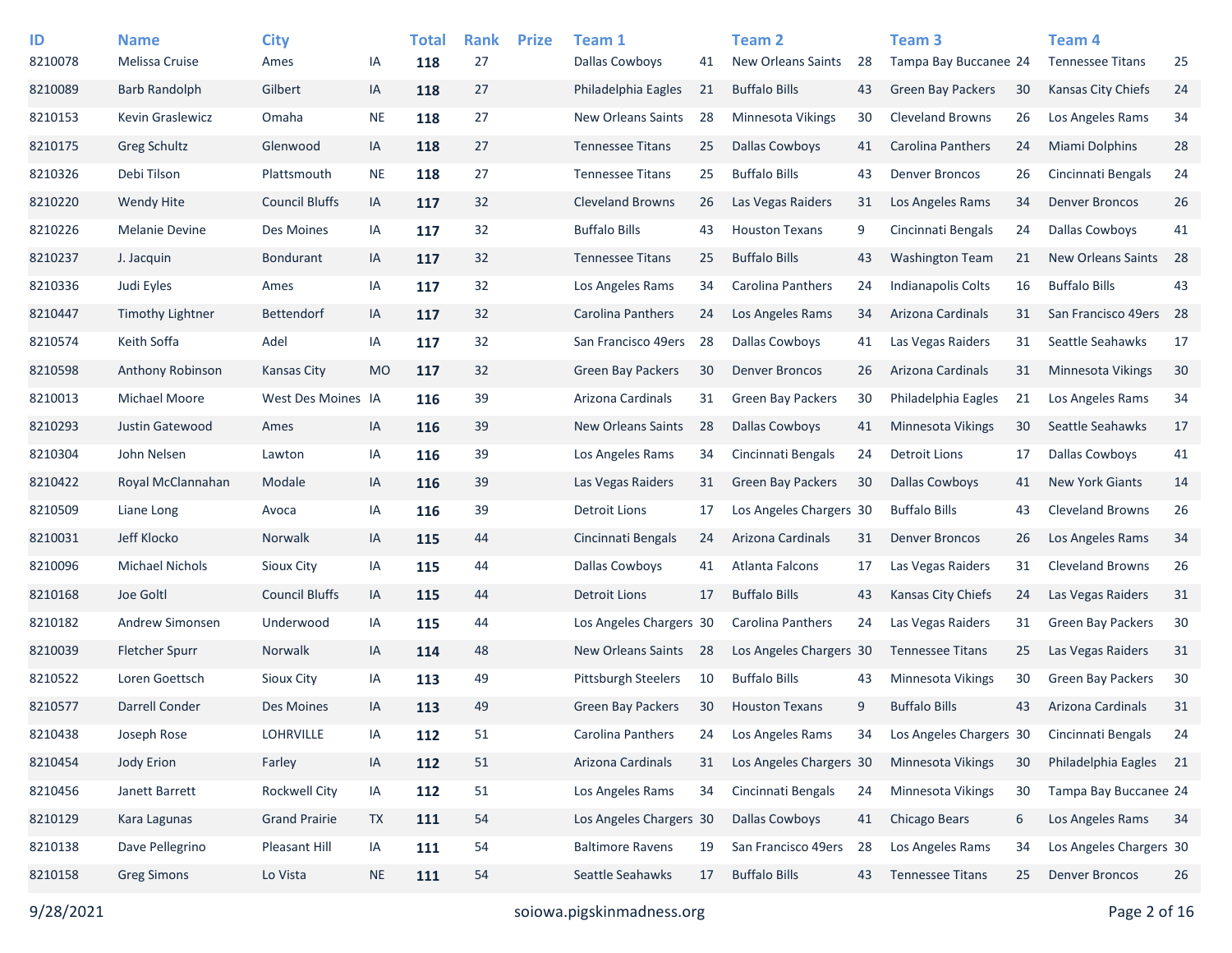| ID | Name | City | | Total | Rank | Prize | Team 1 | | Team 2 | | Team 3 | | Team 4 | |
|---|---|---|---|---|---|---|---|---|---|---|---|---|---|---|
| 8210078 | Melissa Cruise | Ames | IA | **118** | 27 | | Dallas Cowboys | 41 | New Orleans Saints | 28 | Tampa Bay Buccanee | 24 | Tennessee Titans | 25 |
| 8210089 | Barb Randolph | Gilbert | IA | **118** | 27 | | Philadelphia Eagles | 21 | Buffalo Bills | 43 | Green Bay Packers | 30 | Kansas City Chiefs | 24 |
| 8210153 | Kevin Graslewicz | Omaha | NE | **118** | 27 | | New Orleans Saints | 28 | Minnesota Vikings | 30 | Cleveland Browns | 26 | Los Angeles Rams | 34 |
| 8210175 | Greg Schultz | Glenwood | IA | **118** | 27 | | Tennessee Titans | 25 | Dallas Cowboys | 41 | Carolina Panthers | 24 | Miami Dolphins | 28 |
| 8210326 | Debi Tilson | Plattsmouth | NE | **118** | 27 | | Tennessee Titans | 25 | Buffalo Bills | 43 | Denver Broncos | 26 | Cincinnati Bengals | 24 |
| 8210220 | Wendy Hite | Council Bluffs | IA | **117** | 32 | | Cleveland Browns | 26 | Las Vegas Raiders | 31 | Los Angeles Rams | 34 | Denver Broncos | 26 |
| 8210226 | Melanie Devine | Des Moines | IA | **117** | 32 | | Buffalo Bills | 43 | Houston Texans | 9 | Cincinnati Bengals | 24 | Dallas Cowboys | 41 |
| 8210237 | J. Jacquin | Bondurant | IA | **117** | 32 | | Tennessee Titans | 25 | Buffalo Bills | 43 | Washington Team | 21 | New Orleans Saints | 28 |
| 8210336 | Judi Eyles | Ames | IA | **117** | 32 | | Los Angeles Rams | 34 | Carolina Panthers | 24 | Indianapolis Colts | 16 | Buffalo Bills | 43 |
| 8210447 | Timothy Lightner | Bettendorf | IA | **117** | 32 | | Carolina Panthers | 24 | Los Angeles Rams | 34 | Arizona Cardinals | 31 | San Francisco 49ers | 28 |
| 8210574 | Keith Soffa | Adel | IA | **117** | 32 | | San Francisco 49ers | 28 | Dallas Cowboys | 41 | Las Vegas Raiders | 31 | Seattle Seahawks | 17 |
| 8210598 | Anthony Robinson | Kansas City | MO | **117** | 32 | | Green Bay Packers | 30 | Denver Broncos | 26 | Arizona Cardinals | 31 | Minnesota Vikings | 30 |
| 8210013 | Michael Moore | West Des Moines | IA | **116** | 39 | | Arizona Cardinals | 31 | Green Bay Packers | 30 | Philadelphia Eagles | 21 | Los Angeles Rams | 34 |
| 8210293 | Justin Gatewood | Ames | IA | **116** | 39 | | New Orleans Saints | 28 | Dallas Cowboys | 41 | Minnesota Vikings | 30 | Seattle Seahawks | 17 |
| 8210304 | John Nelsen | Lawton | IA | **116** | 39 | | Los Angeles Rams | 34 | Cincinnati Bengals | 24 | Detroit Lions | 17 | Dallas Cowboys | 41 |
| 8210422 | Royal McClannahan | Modale | IA | **116** | 39 | | Las Vegas Raiders | 31 | Green Bay Packers | 30 | Dallas Cowboys | 41 | New York Giants | 14 |
| 8210509 | Liane Long | Avoca | IA | **116** | 39 | | Detroit Lions | 17 | Los Angeles Chargers | 30 | Buffalo Bills | 43 | Cleveland Browns | 26 |
| 8210031 | Jeff Klocko | Norwalk | IA | **115** | 44 | | Cincinnati Bengals | 24 | Arizona Cardinals | 31 | Denver Broncos | 26 | Los Angeles Rams | 34 |
| 8210096 | Michael Nichols | Sioux City | IA | **115** | 44 | | Dallas Cowboys | 41 | Atlanta Falcons | 17 | Las Vegas Raiders | 31 | Cleveland Browns | 26 |
| 8210168 | Joe Goltl | Council Bluffs | IA | **115** | 44 | | Detroit Lions | 17 | Buffalo Bills | 43 | Kansas City Chiefs | 24 | Las Vegas Raiders | 31 |
| 8210182 | Andrew Simonsen | Underwood | IA | **115** | 44 | | Los Angeles Chargers | 30 | Carolina Panthers | 24 | Las Vegas Raiders | 31 | Green Bay Packers | 30 |
| 8210039 | Fletcher Spurr | Norwalk | IA | **114** | 48 | | New Orleans Saints | 28 | Los Angeles Chargers | 30 | Tennessee Titans | 25 | Las Vegas Raiders | 31 |
| 8210522 | Loren Goettsch | Sioux City | IA | **113** | 49 | | Pittsburgh Steelers | 10 | Buffalo Bills | 43 | Minnesota Vikings | 30 | Green Bay Packers | 30 |
| 8210577 | Darrell Conder | Des Moines | IA | **113** | 49 | | Green Bay Packers | 30 | Houston Texans | 9 | Buffalo Bills | 43 | Arizona Cardinals | 31 |
| 8210438 | Joseph Rose | LOHRVILLE | IA | **112** | 51 | | Carolina Panthers | 24 | Los Angeles Rams | 34 | Los Angeles Chargers | 30 | Cincinnati Bengals | 24 |
| 8210454 | Jody Erion | Farley | IA | **112** | 51 | | Arizona Cardinals | 31 | Los Angeles Chargers | 30 | Minnesota Vikings | 30 | Philadelphia Eagles | 21 |
| 8210456 | Janett Barrett | Rockwell City | IA | **112** | 51 | | Los Angeles Rams | 34 | Cincinnati Bengals | 24 | Minnesota Vikings | 30 | Tampa Bay Buccanee | 24 |
| 8210129 | Kara Lagunas | Grand Prairie | TX | **111** | 54 | | Los Angeles Chargers | 30 | Dallas Cowboys | 41 | Chicago Bears | 6 | Los Angeles Rams | 34 |
| 8210138 | Dave Pellegrino | Pleasant Hill | IA | **111** | 54 | | Baltimore Ravens | 19 | San Francisco 49ers | 28 | Los Angeles Rams | 34 | Los Angeles Chargers | 30 |
| 8210158 | Greg Simons | Lo Vista | NE | **111** | 54 | | Seattle Seahawks | 17 | Buffalo Bills | 43 | Tennessee Titans | 25 | Denver Broncos | 26 |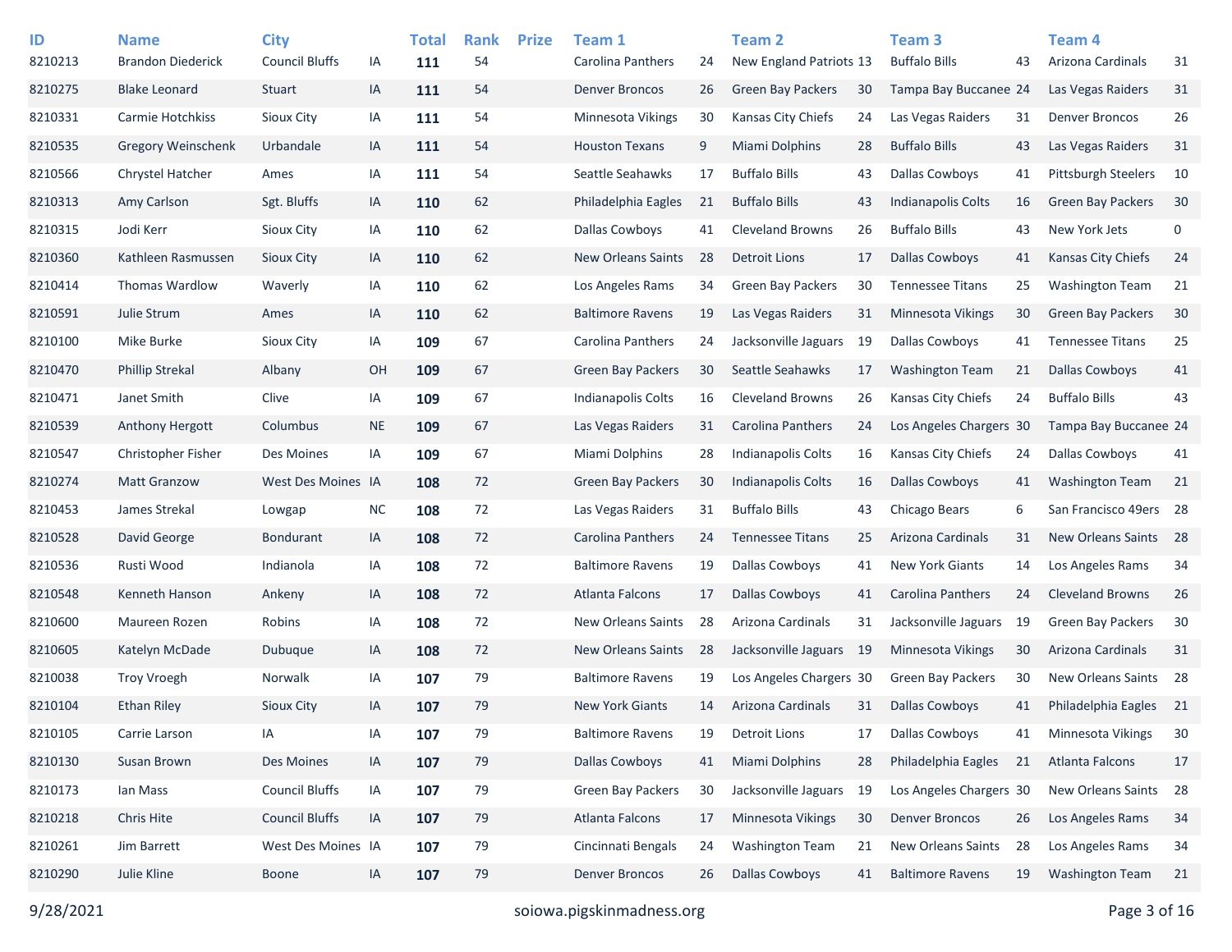| ID | Name | City | | Total | Rank | Prize | Team 1 | | Team 2 | | Team 3 | | Team 4 | |
|---|---|---|---|---|---|---|---|---|---|---|---|---|---|---|
| 8210213 | Brandon Diederick | Council Bluffs | IA | **111** | 54 | | Carolina Panthers | 24 | New England Patriots | 13 | Buffalo Bills | 43 | Arizona Cardinals | 31 |
| 8210275 | Blake Leonard | Stuart | IA | **111** | 54 | | Denver Broncos | 26 | Green Bay Packers | 30 | Tampa Bay Buccanee | 24 | Las Vegas Raiders | 31 |
| 8210331 | Carmie Hotchkiss | Sioux City | IA | **111** | 54 | | Minnesota Vikings | 30 | Kansas City Chiefs | 24 | Las Vegas Raiders | 31 | Denver Broncos | 26 |
| 8210535 | Gregory Weinschenk | Urbandale | IA | **111** | 54 | | Houston Texans | 9 | Miami Dolphins | 28 | Buffalo Bills | 43 | Las Vegas Raiders | 31 |
| 8210566 | Chrystel Hatcher | Ames | IA | **111** | 54 | | Seattle Seahawks | 17 | Buffalo Bills | 43 | Dallas Cowboys | 41 | Pittsburgh Steelers | 10 |
| 8210313 | Amy Carlson | Sgt. Bluffs | IA | **110** | 62 | | Philadelphia Eagles | 21 | Buffalo Bills | 43 | Indianapolis Colts | 16 | Green Bay Packers | 30 |
| 8210315 | Jodi Kerr | Sioux City | IA | **110** | 62 | | Dallas Cowboys | 41 | Cleveland Browns | 26 | Buffalo Bills | 43 | New York Jets | 0 |
| 8210360 | Kathleen Rasmussen | Sioux City | IA | **110** | 62 | | New Orleans Saints | 28 | Detroit Lions | 17 | Dallas Cowboys | 41 | Kansas City Chiefs | 24 |
| 8210414 | Thomas Wardlow | Waverly | IA | **110** | 62 | | Los Angeles Rams | 34 | Green Bay Packers | 30 | Tennessee Titans | 25 | Washington Team | 21 |
| 8210591 | Julie Strum | Ames | IA | **110** | 62 | | Baltimore Ravens | 19 | Las Vegas Raiders | 31 | Minnesota Vikings | 30 | Green Bay Packers | 30 |
| 8210100 | Mike Burke | Sioux City | IA | **109** | 67 | | Carolina Panthers | 24 | Jacksonville Jaguars | 19 | Dallas Cowboys | 41 | Tennessee Titans | 25 |
| 8210470 | Phillip Strekal | Albany | OH | **109** | 67 | | Green Bay Packers | 30 | Seattle Seahawks | 17 | Washington Team | 21 | Dallas Cowboys | 41 |
| 8210471 | Janet Smith | Clive | IA | **109** | 67 | | Indianapolis Colts | 16 | Cleveland Browns | 26 | Kansas City Chiefs | 24 | Buffalo Bills | 43 |
| 8210539 | Anthony Hergott | Columbus | NE | **109** | 67 | | Las Vegas Raiders | 31 | Carolina Panthers | 24 | Los Angeles Chargers | 30 | Tampa Bay Buccanee | 24 |
| 8210547 | Christopher Fisher | Des Moines | IA | **109** | 67 | | Miami Dolphins | 28 | Indianapolis Colts | 16 | Kansas City Chiefs | 24 | Dallas Cowboys | 41 |
| 8210274 | Matt Granzow | West Des Moines | IA | **108** | 72 | | Green Bay Packers | 30 | Indianapolis Colts | 16 | Dallas Cowboys | 41 | Washington Team | 21 |
| 8210453 | James Strekal | Lowgap | NC | **108** | 72 | | Las Vegas Raiders | 31 | Buffalo Bills | 43 | Chicago Bears | 6 | San Francisco 49ers | 28 |
| 8210528 | David George | Bondurant | IA | **108** | 72 | | Carolina Panthers | 24 | Tennessee Titans | 25 | Arizona Cardinals | 31 | New Orleans Saints | 28 |
| 8210536 | Rusti Wood | Indianola | IA | **108** | 72 | | Baltimore Ravens | 19 | Dallas Cowboys | 41 | New York Giants | 14 | Los Angeles Rams | 34 |
| 8210548 | Kenneth Hanson | Ankeny | IA | **108** | 72 | | Atlanta Falcons | 17 | Dallas Cowboys | 41 | Carolina Panthers | 24 | Cleveland Browns | 26 |
| 8210600 | Maureen Rozen | Robins | IA | **108** | 72 | | New Orleans Saints | 28 | Arizona Cardinals | 31 | Jacksonville Jaguars | 19 | Green Bay Packers | 30 |
| 8210605 | Katelyn McDade | Dubuque | IA | **108** | 72 | | New Orleans Saints | 28 | Jacksonville Jaguars | 19 | Minnesota Vikings | 30 | Arizona Cardinals | 31 |
| 8210038 | Troy Vroegh | Norwalk | IA | **107** | 79 | | Baltimore Ravens | 19 | Los Angeles Chargers | 30 | Green Bay Packers | 30 | New Orleans Saints | 28 |
| 8210104 | Ethan Riley | Sioux City | IA | **107** | 79 | | New York Giants | 14 | Arizona Cardinals | 31 | Dallas Cowboys | 41 | Philadelphia Eagles | 21 |
| 8210105 | Carrie Larson | IA | IA | **107** | 79 | | Baltimore Ravens | 19 | Detroit Lions | 17 | Dallas Cowboys | 41 | Minnesota Vikings | 30 |
| 8210130 | Susan Brown | Des Moines | IA | **107** | 79 | | Dallas Cowboys | 41 | Miami Dolphins | 28 | Philadelphia Eagles | 21 | Atlanta Falcons | 17 |
| 8210173 | Ian Mass | Council Bluffs | IA | **107** | 79 | | Green Bay Packers | 30 | Jacksonville Jaguars | 19 | Los Angeles Chargers | 30 | New Orleans Saints | 28 |
| 8210218 | Chris Hite | Council Bluffs | IA | **107** | 79 | | Atlanta Falcons | 17 | Minnesota Vikings | 30 | Denver Broncos | 26 | Los Angeles Rams | 34 |
| 8210261 | Jim Barrett | West Des Moines | IA | **107** | 79 | | Cincinnati Bengals | 24 | Washington Team | 21 | New Orleans Saints | 28 | Los Angeles Rams | 34 |
| 8210290 | Julie Kline | Boone | IA | **107** | 79 | | Denver Broncos | 26 | Dallas Cowboys | 41 | Baltimore Ravens | 19 | Washington Team | 21 |

9/28/2021 soiowa.pigskinmadness.org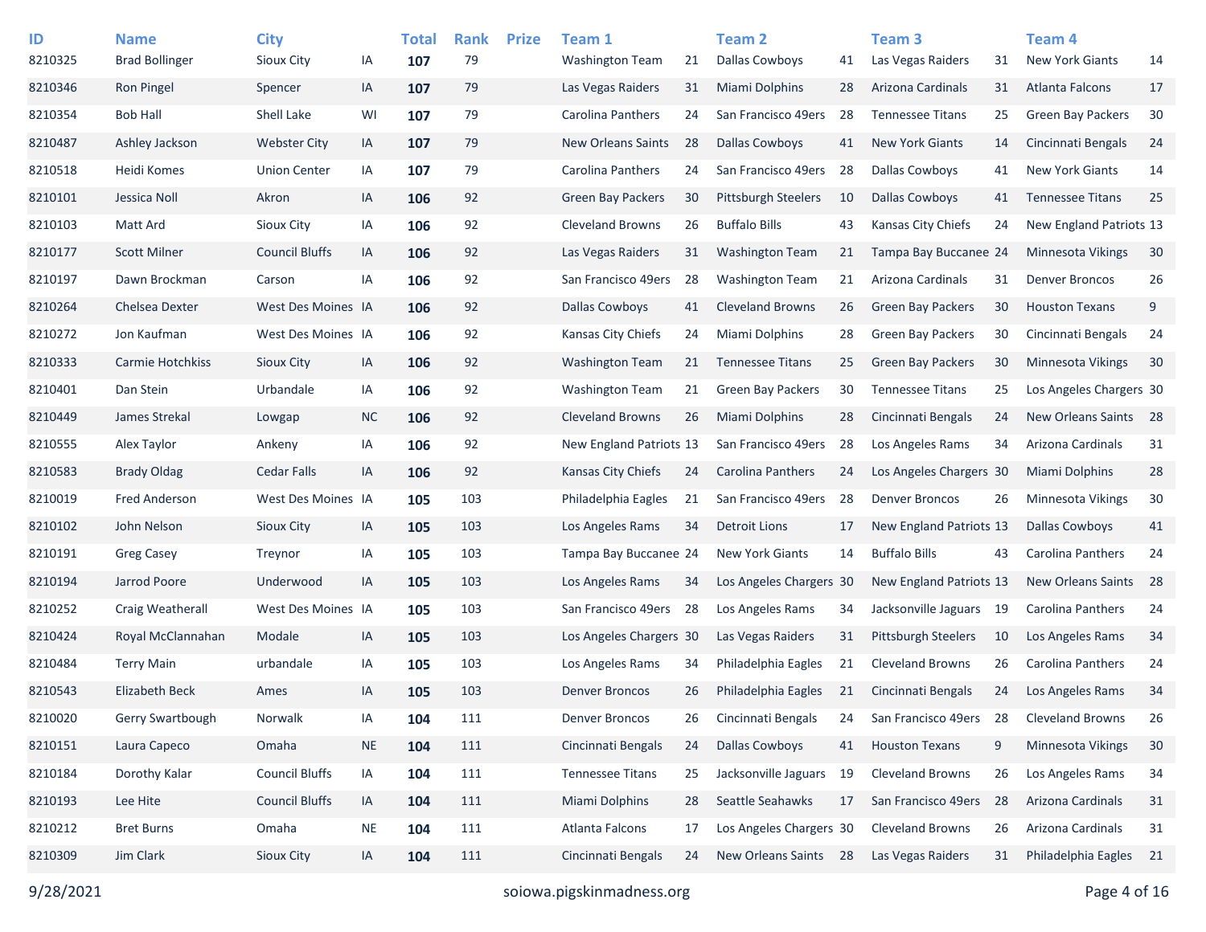| ID | Name | City | | Total | Rank | Prize | Team 1 | | Team 2 | | Team 3 | | Team 4 | |
|---|---|---|---|---|---|---|---|---|---|---|---|---|---|---|
| 8210325 | Brad Bollinger | Sioux City | IA | **107** | 79 | | Washington Team | 21 | Dallas Cowboys | 41 | Las Vegas Raiders | 31 | New York Giants | 14 |
| 8210346 | Ron Pingel | Spencer | IA | **107** | 79 | | Las Vegas Raiders | 31 | Miami Dolphins | 28 | Arizona Cardinals | 31 | Atlanta Falcons | 17 |
| 8210354 | Bob Hall | Shell Lake | WI | **107** | 79 | | Carolina Panthers | 24 | San Francisco 49ers | 28 | Tennessee Titans | 25 | Green Bay Packers | 30 |
| 8210487 | Ashley Jackson | Webster City | IA | **107** | 79 | | New Orleans Saints | 28 | Dallas Cowboys | 41 | New York Giants | 14 | Cincinnati Bengals | 24 |
| 8210518 | Heidi Komes | Union Center | IA | **107** | 79 | | Carolina Panthers | 24 | San Francisco 49ers | 28 | Dallas Cowboys | 41 | New York Giants | 14 |
| 8210101 | Jessica Noll | Akron | IA | **106** | 92 | | Green Bay Packers | 30 | Pittsburgh Steelers | 10 | Dallas Cowboys | 41 | Tennessee Titans | 25 |
| 8210103 | Matt Ard | Sioux City | IA | **106** | 92 | | Cleveland Browns | 26 | Buffalo Bills | 43 | Kansas City Chiefs | 24 | New England Patriots | 13 |
| 8210177 | Scott Milner | Council Bluffs | IA | **106** | 92 | | Las Vegas Raiders | 31 | Washington Team | 21 | Tampa Bay Buccanee | 24 | Minnesota Vikings | 30 |
| 8210197 | Dawn Brockman | Carson | IA | **106** | 92 | | San Francisco 49ers | 28 | Washington Team | 21 | Arizona Cardinals | 31 | Denver Broncos | 26 |
| 8210264 | Chelsea Dexter | West Des Moines | IA | **106** | 92 | | Dallas Cowboys | 41 | Cleveland Browns | 26 | Green Bay Packers | 30 | Houston Texans | 9 |
| 8210272 | Jon Kaufman | West Des Moines | IA | **106** | 92 | | Kansas City Chiefs | 24 | Miami Dolphins | 28 | Green Bay Packers | 30 | Cincinnati Bengals | 24 |
| 8210333 | Carmie Hotchkiss | Sioux City | IA | **106** | 92 | | Washington Team | 21 | Tennessee Titans | 25 | Green Bay Packers | 30 | Minnesota Vikings | 30 |
| 8210401 | Dan Stein | Urbandale | IA | **106** | 92 | | Washington Team | 21 | Green Bay Packers | 30 | Tennessee Titans | 25 | Los Angeles Chargers | 30 |
| 8210449 | James Strekal | Lowgap | NC | **106** | 92 | | Cleveland Browns | 26 | Miami Dolphins | 28 | Cincinnati Bengals | 24 | New Orleans Saints | 28 |
| 8210555 | Alex Taylor | Ankeny | IA | **106** | 92 | | New England Patriots | 13 | San Francisco 49ers | 28 | Los Angeles Rams | 34 | Arizona Cardinals | 31 |
| 8210583 | Brady Oldag | Cedar Falls | IA | **106** | 92 | | Kansas City Chiefs | 24 | Carolina Panthers | 24 | Los Angeles Chargers | 30 | Miami Dolphins | 28 |
| 8210019 | Fred Anderson | West Des Moines | IA | **105** | 103 | | Philadelphia Eagles | 21 | San Francisco 49ers | 28 | Denver Broncos | 26 | Minnesota Vikings | 30 |
| 8210102 | John Nelson | Sioux City | IA | **105** | 103 | | Los Angeles Rams | 34 | Detroit Lions | 17 | New England Patriots | 13 | Dallas Cowboys | 41 |
| 8210191 | Greg Casey | Treynor | IA | **105** | 103 | | Tampa Bay Buccanee | 24 | New York Giants | 14 | Buffalo Bills | 43 | Carolina Panthers | 24 |
| 8210194 | Jarrod Poore | Underwood | IA | **105** | 103 | | Los Angeles Rams | 34 | Los Angeles Chargers | 30 | New England Patriots | 13 | New Orleans Saints | 28 |
| 8210252 | Craig Weatherall | West Des Moines | IA | **105** | 103 | | San Francisco 49ers | 28 | Los Angeles Rams | 34 | Jacksonville Jaguars | 19 | Carolina Panthers | 24 |
| 8210424 | Royal McClannahan | Modale | IA | **105** | 103 | | Los Angeles Chargers | 30 | Las Vegas Raiders | 31 | Pittsburgh Steelers | 10 | Los Angeles Rams | 34 |
| 8210484 | Terry Main | urbandale | IA | **105** | 103 | | Los Angeles Rams | 34 | Philadelphia Eagles | 21 | Cleveland Browns | 26 | Carolina Panthers | 24 |
| 8210543 | Elizabeth Beck | Ames | IA | **105** | 103 | | Denver Broncos | 26 | Philadelphia Eagles | 21 | Cincinnati Bengals | 24 | Los Angeles Rams | 34 |
| 8210020 | Gerry Swartbough | Norwalk | IA | **104** | 111 | | Denver Broncos | 26 | Cincinnati Bengals | 24 | San Francisco 49ers | 28 | Cleveland Browns | 26 |
| 8210151 | Laura Capeco | Omaha | NE | **104** | 111 | | Cincinnati Bengals | 24 | Dallas Cowboys | 41 | Houston Texans | 9 | Minnesota Vikings | 30 |
| 8210184 | Dorothy Kalar | Council Bluffs | IA | **104** | 111 | | Tennessee Titans | 25 | Jacksonville Jaguars | 19 | Cleveland Browns | 26 | Los Angeles Rams | 34 |
| 8210193 | Lee Hite | Council Bluffs | IA | **104** | 111 | | Miami Dolphins | 28 | Seattle Seahawks | 17 | San Francisco 49ers | 28 | Arizona Cardinals | 31 |
| 8210212 | Bret Burns | Omaha | NE | **104** | 111 | | Atlanta Falcons | 17 | Los Angeles Chargers | 30 | Cleveland Browns | 26 | Arizona Cardinals | 31 |
| 8210309 | Jim Clark | Sioux City | IA | **104** | 111 | | Cincinnati Bengals | 24 | New Orleans Saints | 28 | Las Vegas Raiders | 31 | Philadelphia Eagles | 21 |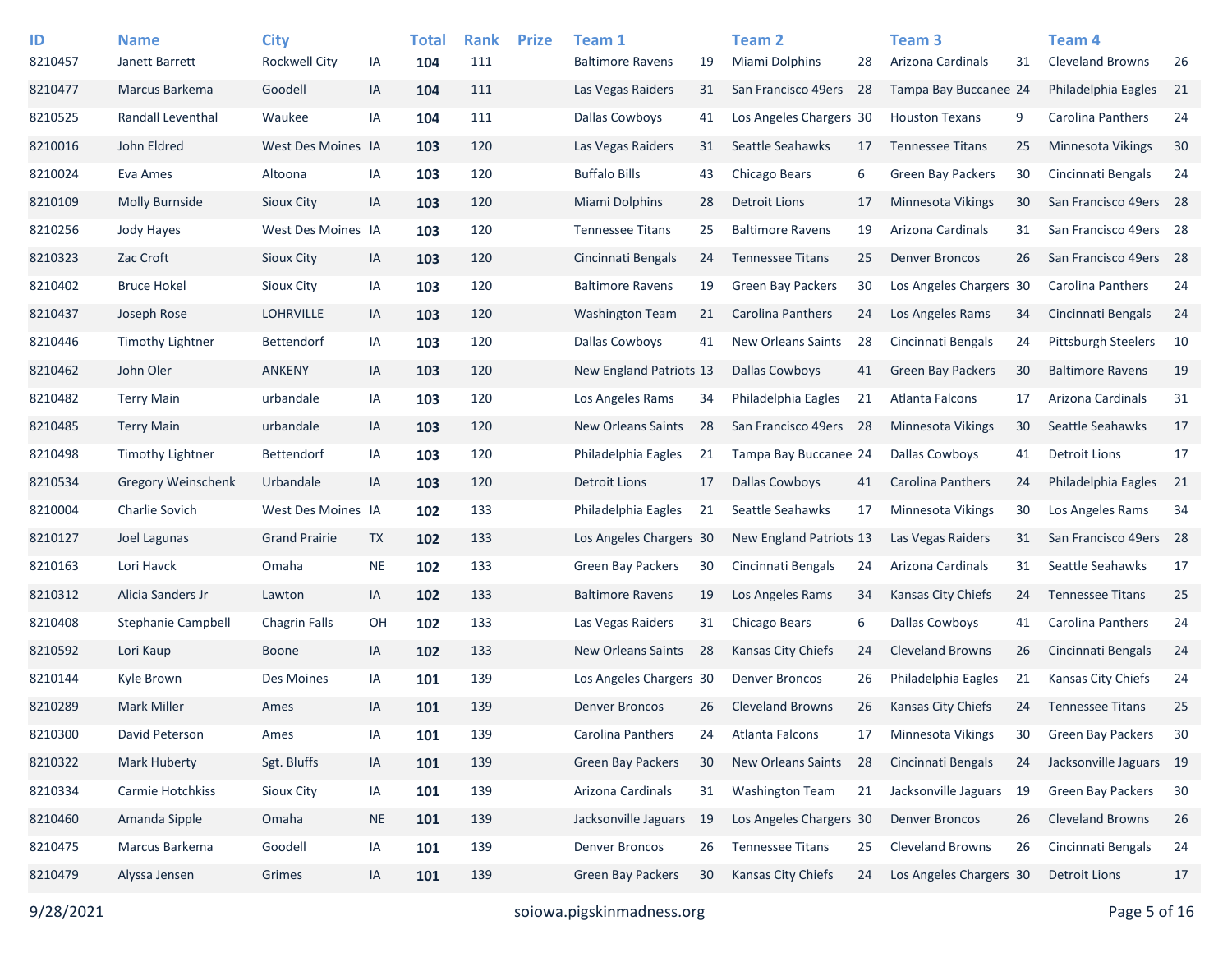| ID | Name | City | | Total | Rank | Prize | Team 1 | | Team 2 | | Team 3 | | Team 4 | |
|---|---|---|---|---|---|---|---|---|---|---|---|---|---|---|
| 8210457 | Janett Barrett | Rockwell City | IA | **104** | 111 | | Baltimore Ravens | 19 | Miami Dolphins | 28 | Arizona Cardinals | 31 | Cleveland Browns | 26 |
| 8210477 | Marcus Barkema | Goodell | IA | **104** | 111 | | Las Vegas Raiders | 31 | San Francisco 49ers | 28 | Tampa Bay Buccanee | 24 | Philadelphia Eagles | 21 |
| 8210525 | Randall Leventhal | Waukee | IA | **104** | 111 | | Dallas Cowboys | 41 | Los Angeles Chargers | 30 | Houston Texans | 9 | Carolina Panthers | 24 |
| 8210016 | John Eldred | West Des Moines | IA | **103** | 120 | | Las Vegas Raiders | 31 | Seattle Seahawks | 17 | Tennessee Titans | 25 | Minnesota Vikings | 30 |
| 8210024 | Eva Ames | Altoona | IA | **103** | 120 | | Buffalo Bills | 43 | Chicago Bears | 6 | Green Bay Packers | 30 | Cincinnati Bengals | 24 |
| 8210109 | Molly Burnside | Sioux City | IA | **103** | 120 | | Miami Dolphins | 28 | Detroit Lions | 17 | Minnesota Vikings | 30 | San Francisco 49ers | 28 |
| 8210256 | Jody Hayes | West Des Moines | IA | **103** | 120 | | Tennessee Titans | 25 | Baltimore Ravens | 19 | Arizona Cardinals | 31 | San Francisco 49ers | 28 |
| 8210323 | Zac Croft | Sioux City | IA | **103** | 120 | | Cincinnati Bengals | 24 | Tennessee Titans | 25 | Denver Broncos | 26 | San Francisco 49ers | 28 |
| 8210402 | Bruce Hokel | Sioux City | IA | **103** | 120 | | Baltimore Ravens | 19 | Green Bay Packers | 30 | Los Angeles Chargers | 30 | Carolina Panthers | 24 |
| 8210437 | Joseph Rose | LOHRVILLE | IA | **103** | 120 | | Washington Team | 21 | Carolina Panthers | 24 | Los Angeles Rams | 34 | Cincinnati Bengals | 24 |
| 8210446 | Timothy Lightner | Bettendorf | IA | **103** | 120 | | Dallas Cowboys | 41 | New Orleans Saints | 28 | Cincinnati Bengals | 24 | Pittsburgh Steelers | 10 |
| 8210462 | John Oler | ANKENY | IA | **103** | 120 | | New England Patriots | 13 | Dallas Cowboys | 41 | Green Bay Packers | 30 | Baltimore Ravens | 19 |
| 8210482 | Terry Main | urbandale | IA | **103** | 120 | | Los Angeles Rams | 34 | Philadelphia Eagles | 21 | Atlanta Falcons | 17 | Arizona Cardinals | 31 |
| 8210485 | Terry Main | urbandale | IA | **103** | 120 | | New Orleans Saints | 28 | San Francisco 49ers | 28 | Minnesota Vikings | 30 | Seattle Seahawks | 17 |
| 8210498 | Timothy Lightner | Bettendorf | IA | **103** | 120 | | Philadelphia Eagles | 21 | Tampa Bay Buccanee | 24 | Dallas Cowboys | 41 | Detroit Lions | 17 |
| 8210534 | Gregory Weinschenk | Urbandale | IA | **103** | 120 | | Detroit Lions | 17 | Dallas Cowboys | 41 | Carolina Panthers | 24 | Philadelphia Eagles | 21 |
| 8210004 | Charlie Sovich | West Des Moines | IA | **102** | 133 | | Philadelphia Eagles | 21 | Seattle Seahawks | 17 | Minnesota Vikings | 30 | Los Angeles Rams | 34 |
| 8210127 | Joel Lagunas | Grand Prairie | TX | **102** | 133 | | Los Angeles Chargers | 30 | New England Patriots | 13 | Las Vegas Raiders | 31 | San Francisco 49ers | 28 |
| 8210163 | Lori Havck | Omaha | NE | **102** | 133 | | Green Bay Packers | 30 | Cincinnati Bengals | 24 | Arizona Cardinals | 31 | Seattle Seahawks | 17 |
| 8210312 | Alicia Sanders Jr | Lawton | IA | **102** | 133 | | Baltimore Ravens | 19 | Los Angeles Rams | 34 | Kansas City Chiefs | 24 | Tennessee Titans | 25 |
| 8210408 | Stephanie Campbell | Chagrin Falls | OH | **102** | 133 | | Las Vegas Raiders | 31 | Chicago Bears | 6 | Dallas Cowboys | 41 | Carolina Panthers | 24 |
| 8210592 | Lori Kaup | Boone | IA | **102** | 133 | | New Orleans Saints | 28 | Kansas City Chiefs | 24 | Cleveland Browns | 26 | Cincinnati Bengals | 24 |
| 8210144 | Kyle Brown | Des Moines | IA | **101** | 139 | | Los Angeles Chargers | 30 | Denver Broncos | 26 | Philadelphia Eagles | 21 | Kansas City Chiefs | 24 |
| 8210289 | Mark Miller | Ames | IA | **101** | 139 | | Denver Broncos | 26 | Cleveland Browns | 26 | Kansas City Chiefs | 24 | Tennessee Titans | 25 |
| 8210300 | David Peterson | Ames | IA | **101** | 139 | | Carolina Panthers | 24 | Atlanta Falcons | 17 | Minnesota Vikings | 30 | Green Bay Packers | 30 |
| 8210322 | Mark Huberty | Sgt. Bluffs | IA | **101** | 139 | | Green Bay Packers | 30 | New Orleans Saints | 28 | Cincinnati Bengals | 24 | Jacksonville Jaguars | 19 |
| 8210334 | Carmie Hotchkiss | Sioux City | IA | **101** | 139 | | Arizona Cardinals | 31 | Washington Team | 21 | Jacksonville Jaguars | 19 | Green Bay Packers | 30 |
| 8210460 | Amanda Sipple | Omaha | NE | **101** | 139 | | Jacksonville Jaguars | 19 | Los Angeles Chargers | 30 | Denver Broncos | 26 | Cleveland Browns | 26 |
| 8210475 | Marcus Barkema | Goodell | IA | **101** | 139 | | Denver Broncos | 26 | Tennessee Titans | 25 | Cleveland Browns | 26 | Cincinnati Bengals | 24 |
| 8210479 | Alyssa Jensen | Grimes | IA | **101** | 139 | | Green Bay Packers | 30 | Kansas City Chiefs | 24 | Los Angeles Chargers | 30 | Detroit Lions | 17 |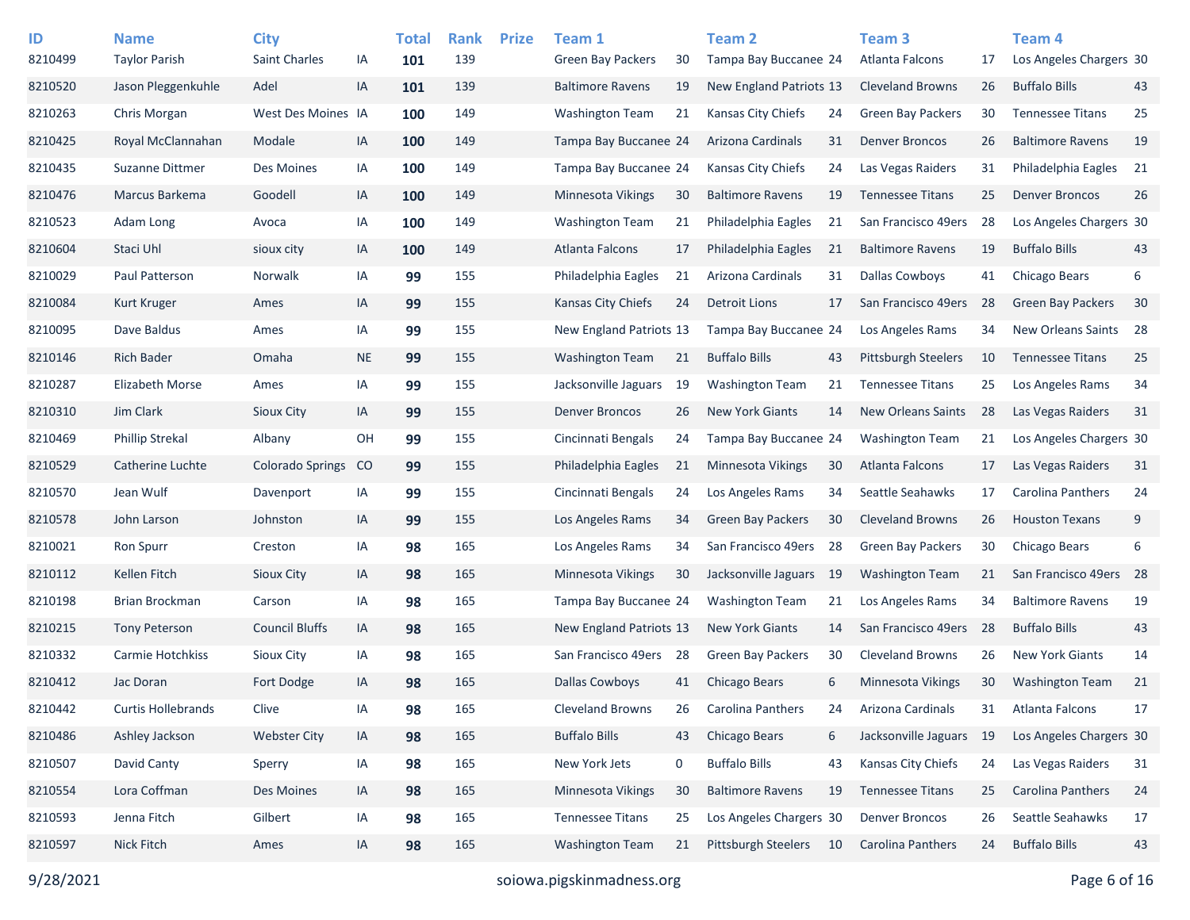| ID | Name | City | | Total | Rank | Prize | Team 1 | | Team 2 | | Team 3 | | Team 4 | |
|---|---|---|---|---|---|---|---|---|---|---|---|---|---|---|
| 8210499 | Taylor Parish | Saint Charles | IA | **101** | 139 | | Green Bay Packers | 30 | Tampa Bay Buccanee | 24 | Atlanta Falcons | 17 | Los Angeles Chargers | 30 |
| 8210520 | Jason Pleggenkuhle | Adel | IA | **101** | 139 | | Baltimore Ravens | 19 | New England Patriots | 13 | Cleveland Browns | 26 | Buffalo Bills | 43 |
| 8210263 | Chris Morgan | West Des Moines | IA | **100** | 149 | | Washington Team | 21 | Kansas City Chiefs | 24 | Green Bay Packers | 30 | Tennessee Titans | 25 |
| 8210425 | Royal McClannahan | Modale | IA | **100** | 149 | | Tampa Bay Buccanee | 24 | Arizona Cardinals | 31 | Denver Broncos | 26 | Baltimore Ravens | 19 |
| 8210435 | Suzanne Dittmer | Des Moines | IA | **100** | 149 | | Tampa Bay Buccanee | 24 | Kansas City Chiefs | 24 | Las Vegas Raiders | 31 | Philadelphia Eagles | 21 |
| 8210476 | Marcus Barkema | Goodell | IA | **100** | 149 | | Minnesota Vikings | 30 | Baltimore Ravens | 19 | Tennessee Titans | 25 | Denver Broncos | 26 |
| 8210523 | Adam Long | Avoca | IA | **100** | 149 | | Washington Team | 21 | Philadelphia Eagles | 21 | San Francisco 49ers | 28 | Los Angeles Chargers | 30 |
| 8210604 | Staci Uhl | sioux city | IA | **100** | 149 | | Atlanta Falcons | 17 | Philadelphia Eagles | 21 | Baltimore Ravens | 19 | Buffalo Bills | 43 |
| 8210029 | Paul Patterson | Norwalk | IA | **99** | 155 | | Philadelphia Eagles | 21 | Arizona Cardinals | 31 | Dallas Cowboys | 41 | Chicago Bears | 6 |
| 8210084 | Kurt Kruger | Ames | IA | **99** | 155 | | Kansas City Chiefs | 24 | Detroit Lions | 17 | San Francisco 49ers | 28 | Green Bay Packers | 30 |
| 8210095 | Dave Baldus | Ames | IA | **99** | 155 | | New England Patriots | 13 | Tampa Bay Buccanee | 24 | Los Angeles Rams | 34 | New Orleans Saints | 28 |
| 8210146 | Rich Bader | Omaha | NE | **99** | 155 | | Washington Team | 21 | Buffalo Bills | 43 | Pittsburgh Steelers | 10 | Tennessee Titans | 25 |
| 8210287 | Elizabeth Morse | Ames | IA | **99** | 155 | | Jacksonville Jaguars | 19 | Washington Team | 21 | Tennessee Titans | 25 | Los Angeles Rams | 34 |
| 8210310 | Jim Clark | Sioux City | IA | **99** | 155 | | Denver Broncos | 26 | New York Giants | 14 | New Orleans Saints | 28 | Las Vegas Raiders | 31 |
| 8210469 | Phillip Strekal | Albany | OH | **99** | 155 | | Cincinnati Bengals | 24 | Tampa Bay Buccanee | 24 | Washington Team | 21 | Los Angeles Chargers | 30 |
| 8210529 | Catherine Luchte | Colorado Springs | CO | **99** | 155 | | Philadelphia Eagles | 21 | Minnesota Vikings | 30 | Atlanta Falcons | 17 | Las Vegas Raiders | 31 |
| 8210570 | Jean Wulf | Davenport | IA | **99** | 155 | | Cincinnati Bengals | 24 | Los Angeles Rams | 34 | Seattle Seahawks | 17 | Carolina Panthers | 24 |
| 8210578 | John Larson | Johnston | IA | **99** | 155 | | Los Angeles Rams | 34 | Green Bay Packers | 30 | Cleveland Browns | 26 | Houston Texans | 9 |
| 8210021 | Ron Spurr | Creston | IA | **98** | 165 | | Los Angeles Rams | 34 | San Francisco 49ers | 28 | Green Bay Packers | 30 | Chicago Bears | 6 |
| 8210112 | Kellen Fitch | Sioux City | IA | **98** | 165 | | Minnesota Vikings | 30 | Jacksonville Jaguars | 19 | Washington Team | 21 | San Francisco 49ers | 28 |
| 8210198 | Brian Brockman | Carson | IA | **98** | 165 | | Tampa Bay Buccanee | 24 | Washington Team | 21 | Los Angeles Rams | 34 | Baltimore Ravens | 19 |
| 8210215 | Tony Peterson | Council Bluffs | IA | **98** | 165 | | New England Patriots | 13 | New York Giants | 14 | San Francisco 49ers | 28 | Buffalo Bills | 43 |
| 8210332 | Carmie Hotchkiss | Sioux City | IA | **98** | 165 | | San Francisco 49ers | 28 | Green Bay Packers | 30 | Cleveland Browns | 26 | New York Giants | 14 |
| 8210412 | Jac Doran | Fort Dodge | IA | **98** | 165 | | Dallas Cowboys | 41 | Chicago Bears | 6 | Minnesota Vikings | 30 | Washington Team | 21 |
| 8210442 | Curtis Hollebrands | Clive | IA | **98** | 165 | | Cleveland Browns | 26 | Carolina Panthers | 24 | Arizona Cardinals | 31 | Atlanta Falcons | 17 |
| 8210486 | Ashley Jackson | Webster City | IA | **98** | 165 | | Buffalo Bills | 43 | Chicago Bears | 6 | Jacksonville Jaguars | 19 | Los Angeles Chargers | 30 |
| 8210507 | David Canty | Sperry | IA | **98** | 165 | | New York Jets | 0 | Buffalo Bills | 43 | Kansas City Chiefs | 24 | Las Vegas Raiders | 31 |
| 8210554 | Lora Coffman | Des Moines | IA | **98** | 165 | | Minnesota Vikings | 30 | Baltimore Ravens | 19 | Tennessee Titans | 25 | Carolina Panthers | 24 |
| 8210593 | Jenna Fitch | Gilbert | IA | **98** | 165 | | Tennessee Titans | 25 | Los Angeles Chargers | 30 | Denver Broncos | 26 | Seattle Seahawks | 17 |
| 8210597 | Nick Fitch | Ames | IA | **98** | 165 | | Washington Team | 21 | Pittsburgh Steelers | 10 | Carolina Panthers | 24 | Buffalo Bills | 43 |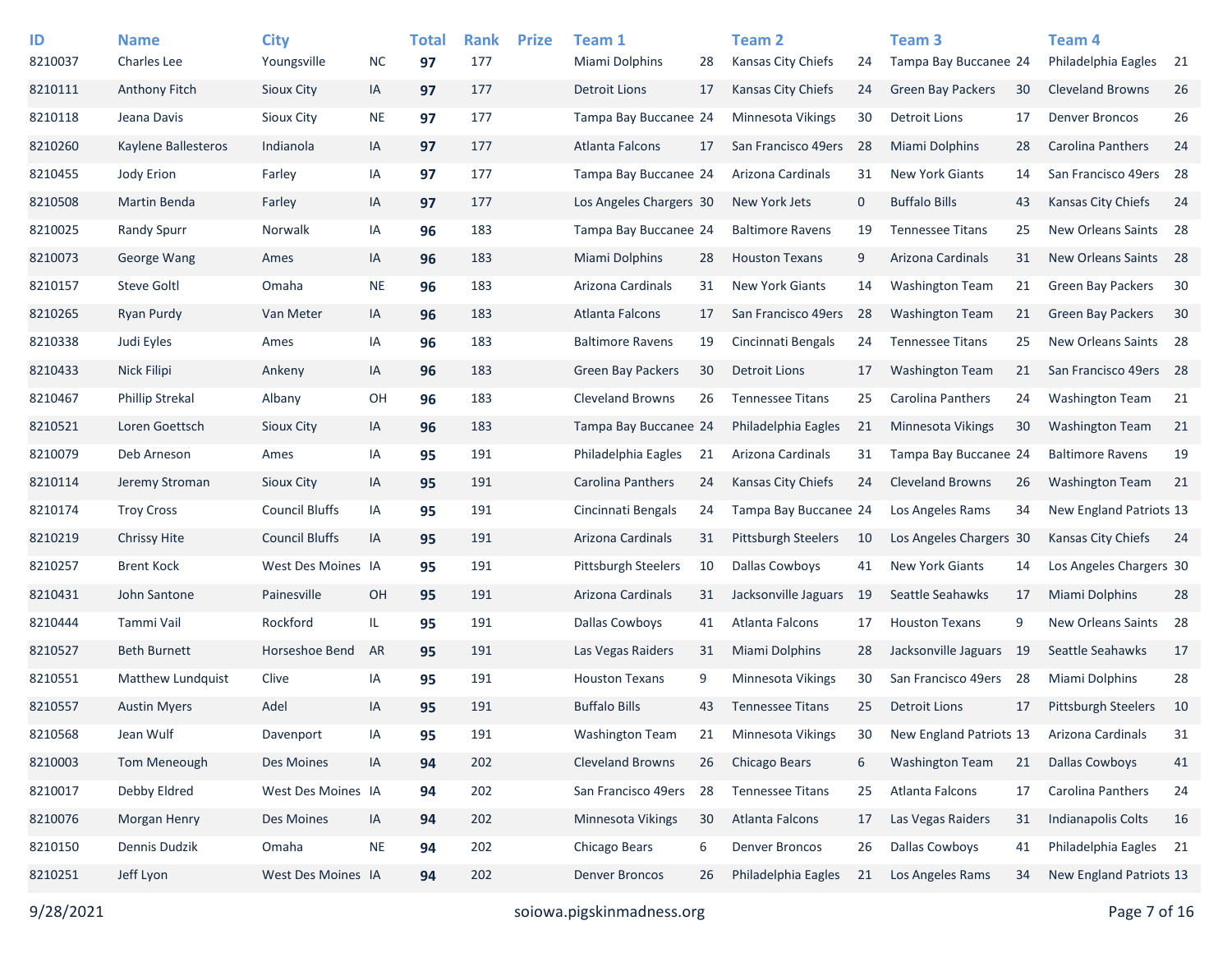| ID | Name | City | | Total | Rank | Prize | Team 1 | | Team 2 | | Team 3 | | Team 4 | |
|---|---|---|---|---|---|---|---|---|---|---|---|---|---|---|
| 8210037 | Charles Lee | Youngsville | NC | **97** | 177 | | Miami Dolphins | 28 | Kansas City Chiefs | 24 | Tampa Bay Buccanee | 24 | Philadelphia Eagles | 21 |
| 8210111 | Anthony Fitch | Sioux City | IA | **97** | 177 | | Detroit Lions | 17 | Kansas City Chiefs | 24 | Green Bay Packers | 30 | Cleveland Browns | 26 |
| 8210118 | Jeana Davis | Sioux City | NE | **97** | 177 | | Tampa Bay Buccanee | 24 | Minnesota Vikings | 30 | Detroit Lions | 17 | Denver Broncos | 26 |
| 8210260 | Kaylene Ballesteros | Indianola | IA | **97** | 177 | | Atlanta Falcons | 17 | San Francisco 49ers | 28 | Miami Dolphins | 28 | Carolina Panthers | 24 |
| 8210455 | Jody Erion | Farley | IA | **97** | 177 | | Tampa Bay Buccanee | 24 | Arizona Cardinals | 31 | New York Giants | 14 | San Francisco 49ers | 28 |
| 8210508 | Martin Benda | Farley | IA | **97** | 177 | | Los Angeles Chargers | 30 | New York Jets | 0 | Buffalo Bills | 43 | Kansas City Chiefs | 24 |
| 8210025 | Randy Spurr | Norwalk | IA | **96** | 183 | | Tampa Bay Buccanee | 24 | Baltimore Ravens | 19 | Tennessee Titans | 25 | New Orleans Saints | 28 |
| 8210073 | George Wang | Ames | IA | **96** | 183 | | Miami Dolphins | 28 | Houston Texans | 9 | Arizona Cardinals | 31 | New Orleans Saints | 28 |
| 8210157 | Steve Goltl | Omaha | NE | **96** | 183 | | Arizona Cardinals | 31 | New York Giants | 14 | Washington Team | 21 | Green Bay Packers | 30 |
| 8210265 | Ryan Purdy | Van Meter | IA | **96** | 183 | | Atlanta Falcons | 17 | San Francisco 49ers | 28 | Washington Team | 21 | Green Bay Packers | 30 |
| 8210338 | Judi Eyles | Ames | IA | **96** | 183 | | Baltimore Ravens | 19 | Cincinnati Bengals | 24 | Tennessee Titans | 25 | New Orleans Saints | 28 |
| 8210433 | Nick Filipi | Ankeny | IA | **96** | 183 | | Green Bay Packers | 30 | Detroit Lions | 17 | Washington Team | 21 | San Francisco 49ers | 28 |
| 8210467 | Phillip Strekal | Albany | OH | **96** | 183 | | Cleveland Browns | 26 | Tennessee Titans | 25 | Carolina Panthers | 24 | Washington Team | 21 |
| 8210521 | Loren Goettsch | Sioux City | IA | **96** | 183 | | Tampa Bay Buccanee | 24 | Philadelphia Eagles | 21 | Minnesota Vikings | 30 | Washington Team | 21 |
| 8210079 | Deb Arneson | Ames | IA | **95** | 191 | | Philadelphia Eagles | 21 | Arizona Cardinals | 31 | Tampa Bay Buccanee | 24 | Baltimore Ravens | 19 |
| 8210114 | Jeremy Stroman | Sioux City | IA | **95** | 191 | | Carolina Panthers | 24 | Kansas City Chiefs | 24 | Cleveland Browns | 26 | Washington Team | 21 |
| 8210174 | Troy Cross | Council Bluffs | IA | **95** | 191 | | Cincinnati Bengals | 24 | Tampa Bay Buccanee | 24 | Los Angeles Rams | 34 | New England Patriots | 13 |
| 8210219 | Chrissy Hite | Council Bluffs | IA | **95** | 191 | | Arizona Cardinals | 31 | Pittsburgh Steelers | 10 | Los Angeles Chargers | 30 | Kansas City Chiefs | 24 |
| 8210257 | Brent Kock | West Des Moines | IA | **95** | 191 | | Pittsburgh Steelers | 10 | Dallas Cowboys | 41 | New York Giants | 14 | Los Angeles Chargers | 30 |
| 8210431 | John Santone | Painesville | OH | **95** | 191 | | Arizona Cardinals | 31 | Jacksonville Jaguars | 19 | Seattle Seahawks | 17 | Miami Dolphins | 28 |
| 8210444 | Tammi Vail | Rockford | IL | **95** | 191 | | Dallas Cowboys | 41 | Atlanta Falcons | 17 | Houston Texans | 9 | New Orleans Saints | 28 |
| 8210527 | Beth Burnett | Horseshoe Bend | AR | **95** | 191 | | Las Vegas Raiders | 31 | Miami Dolphins | 28 | Jacksonville Jaguars | 19 | Seattle Seahawks | 17 |
| 8210551 | Matthew Lundquist | Clive | IA | **95** | 191 | | Houston Texans | 9 | Minnesota Vikings | 30 | San Francisco 49ers | 28 | Miami Dolphins | 28 |
| 8210557 | Austin Myers | Adel | IA | **95** | 191 | | Buffalo Bills | 43 | Tennessee Titans | 25 | Detroit Lions | 17 | Pittsburgh Steelers | 10 |
| 8210568 | Jean Wulf | Davenport | IA | **95** | 191 | | Washington Team | 21 | Minnesota Vikings | 30 | New England Patriots | 13 | Arizona Cardinals | 31 |
| 8210003 | Tom Meneough | Des Moines | IA | **94** | 202 | | Cleveland Browns | 26 | Chicago Bears | 6 | Washington Team | 21 | Dallas Cowboys | 41 |
| 8210017 | Debby Eldred | West Des Moines | IA | **94** | 202 | | San Francisco 49ers | 28 | Tennessee Titans | 25 | Atlanta Falcons | 17 | Carolina Panthers | 24 |
| 8210076 | Morgan Henry | Des Moines | IA | **94** | 202 | | Minnesota Vikings | 30 | Atlanta Falcons | 17 | Las Vegas Raiders | 31 | Indianapolis Colts | 16 |
| 8210150 | Dennis Dudzik | Omaha | NE | **94** | 202 | | Chicago Bears | 6 | Denver Broncos | 26 | Dallas Cowboys | 41 | Philadelphia Eagles | 21 |
| 8210251 | Jeff Lyon | West Des Moines | IA | **94** | 202 | | Denver Broncos | 26 | Philadelphia Eagles | 21 | Los Angeles Rams | 34 | New England Patriots | 13 |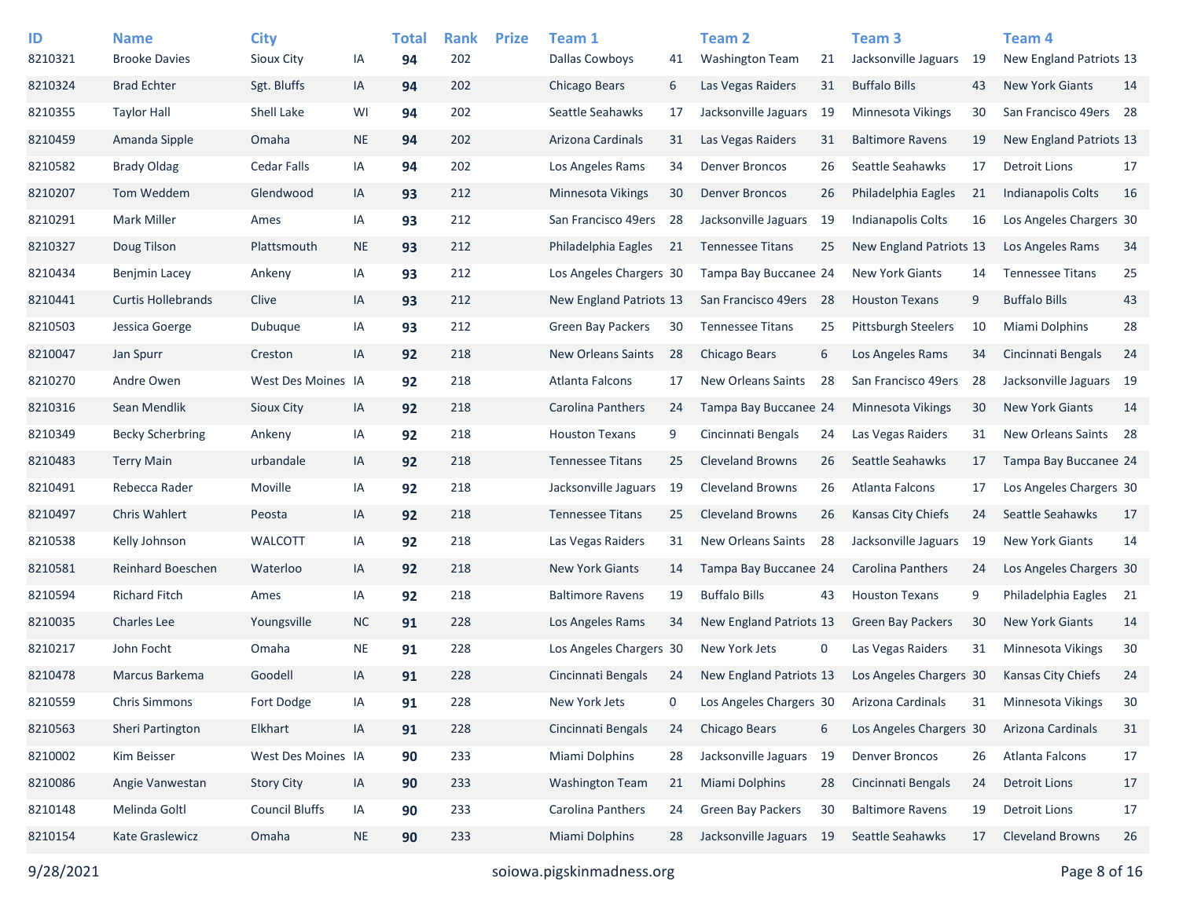| ID | Name | City | | Total | Rank | Prize | Team 1 | | Team 2 | | Team 3 | | Team 4 | |
|---|---|---|---|---|---|---|---|---|---|---|---|---|---|---|
| 8210321 | Brooke Davies | Sioux City | IA | **94** | 202 | | Dallas Cowboys | 41 | Washington Team | 21 | Jacksonville Jaguars | 19 | New England Patriots | 13 |
| 8210324 | Brad Echter | Sgt. Bluffs | IA | **94** | 202 | | Chicago Bears | 6 | Las Vegas Raiders | 31 | Buffalo Bills | 43 | New York Giants | 14 |
| 8210355 | Taylor Hall | Shell Lake | WI | **94** | 202 | | Seattle Seahawks | 17 | Jacksonville Jaguars | 19 | Minnesota Vikings | 30 | San Francisco 49ers | 28 |
| 8210459 | Amanda Sipple | Omaha | NE | **94** | 202 | | Arizona Cardinals | 31 | Las Vegas Raiders | 31 | Baltimore Ravens | 19 | New England Patriots | 13 |
| 8210582 | Brady Oldag | Cedar Falls | IA | **94** | 202 | | Los Angeles Rams | 34 | Denver Broncos | 26 | Seattle Seahawks | 17 | Detroit Lions | 17 |
| 8210207 | Tom Weddem | Glendwood | IA | **93** | 212 | | Minnesota Vikings | 30 | Denver Broncos | 26 | Philadelphia Eagles | 21 | Indianapolis Colts | 16 |
| 8210291 | Mark Miller | Ames | IA | **93** | 212 | | San Francisco 49ers | 28 | Jacksonville Jaguars | 19 | Indianapolis Colts | 16 | Los Angeles Chargers | 30 |
| 8210327 | Doug Tilson | Plattsmouth | NE | **93** | 212 | | Philadelphia Eagles | 21 | Tennessee Titans | 25 | New England Patriots | 13 | Los Angeles Rams | 34 |
| 8210434 | Benjmin Lacey | Ankeny | IA | **93** | 212 | | Los Angeles Chargers | 30 | Tampa Bay Buccanee | 24 | New York Giants | 14 | Tennessee Titans | 25 |
| 8210441 | Curtis Hollebrands | Clive | IA | **93** | 212 | | New England Patriots | 13 | San Francisco 49ers | 28 | Houston Texans | 9 | Buffalo Bills | 43 |
| 8210503 | Jessica Goerge | Dubuque | IA | **93** | 212 | | Green Bay Packers | 30 | Tennessee Titans | 25 | Pittsburgh Steelers | 10 | Miami Dolphins | 28 |
| 8210047 | Jan Spurr | Creston | IA | **92** | 218 | | New Orleans Saints | 28 | Chicago Bears | 6 | Los Angeles Rams | 34 | Cincinnati Bengals | 24 |
| 8210270 | Andre Owen | West Des Moines | IA | **92** | 218 | | Atlanta Falcons | 17 | New Orleans Saints | 28 | San Francisco 49ers | 28 | Jacksonville Jaguars | 19 |
| 8210316 | Sean Mendlik | Sioux City | IA | **92** | 218 | | Carolina Panthers | 24 | Tampa Bay Buccanee | 24 | Minnesota Vikings | 30 | New York Giants | 14 |
| 8210349 | Becky Scherbring | Ankeny | IA | **92** | 218 | | Houston Texans | 9 | Cincinnati Bengals | 24 | Las Vegas Raiders | 31 | New Orleans Saints | 28 |
| 8210483 | Terry Main | urbandale | IA | **92** | 218 | | Tennessee Titans | 25 | Cleveland Browns | 26 | Seattle Seahawks | 17 | Tampa Bay Buccanee | 24 |
| 8210491 | Rebecca Rader | Moville | IA | **92** | 218 | | Jacksonville Jaguars | 19 | Cleveland Browns | 26 | Atlanta Falcons | 17 | Los Angeles Chargers | 30 |
| 8210497 | Chris Wahlert | Peosta | IA | **92** | 218 | | Tennessee Titans | 25 | Cleveland Browns | 26 | Kansas City Chiefs | 24 | Seattle Seahawks | 17 |
| 8210538 | Kelly Johnson | WALCOTT | IA | **92** | 218 | | Las Vegas Raiders | 31 | New Orleans Saints | 28 | Jacksonville Jaguars | 19 | New York Giants | 14 |
| 8210581 | Reinhard Boeschen | Waterloo | IA | **92** | 218 | | New York Giants | 14 | Tampa Bay Buccanee | 24 | Carolina Panthers | 24 | Los Angeles Chargers | 30 |
| 8210594 | Richard Fitch | Ames | IA | **92** | 218 | | Baltimore Ravens | 19 | Buffalo Bills | 43 | Houston Texans | 9 | Philadelphia Eagles | 21 |
| 8210035 | Charles Lee | Youngsville | NC | **91** | 228 | | Los Angeles Rams | 34 | New England Patriots | 13 | Green Bay Packers | 30 | New York Giants | 14 |
| 8210217 | John Focht | Omaha | NE | **91** | 228 | | Los Angeles Chargers | 30 | New York Jets | 0 | Las Vegas Raiders | 31 | Minnesota Vikings | 30 |
| 8210478 | Marcus Barkema | Goodell | IA | **91** | 228 | | Cincinnati Bengals | 24 | New England Patriots | 13 | Los Angeles Chargers | 30 | Kansas City Chiefs | 24 |
| 8210559 | Chris Simmons | Fort Dodge | IA | **91** | 228 | | New York Jets | 0 | Los Angeles Chargers | 30 | Arizona Cardinals | 31 | Minnesota Vikings | 30 |
| 8210563 | Sheri Partington | Elkhart | IA | **91** | 228 | | Cincinnati Bengals | 24 | Chicago Bears | 6 | Los Angeles Chargers | 30 | Arizona Cardinals | 31 |
| 8210002 | Kim Beisser | West Des Moines | IA | **90** | 233 | | Miami Dolphins | 28 | Jacksonville Jaguars | 19 | Denver Broncos | 26 | Atlanta Falcons | 17 |
| 8210086 | Angie Vanwestan | Story City | IA | **90** | 233 | | Washington Team | 21 | Miami Dolphins | 28 | Cincinnati Bengals | 24 | Detroit Lions | 17 |
| 8210148 | Melinda Goltl | Council Bluffs | IA | **90** | 233 | | Carolina Panthers | 24 | Green Bay Packers | 30 | Baltimore Ravens | 19 | Detroit Lions | 17 |
| 8210154 | Kate Graslewicz | Omaha | NE | **90** | 233 | | Miami Dolphins | 28 | Jacksonville Jaguars | 19 | Seattle Seahawks | 17 | Cleveland Browns | 26 |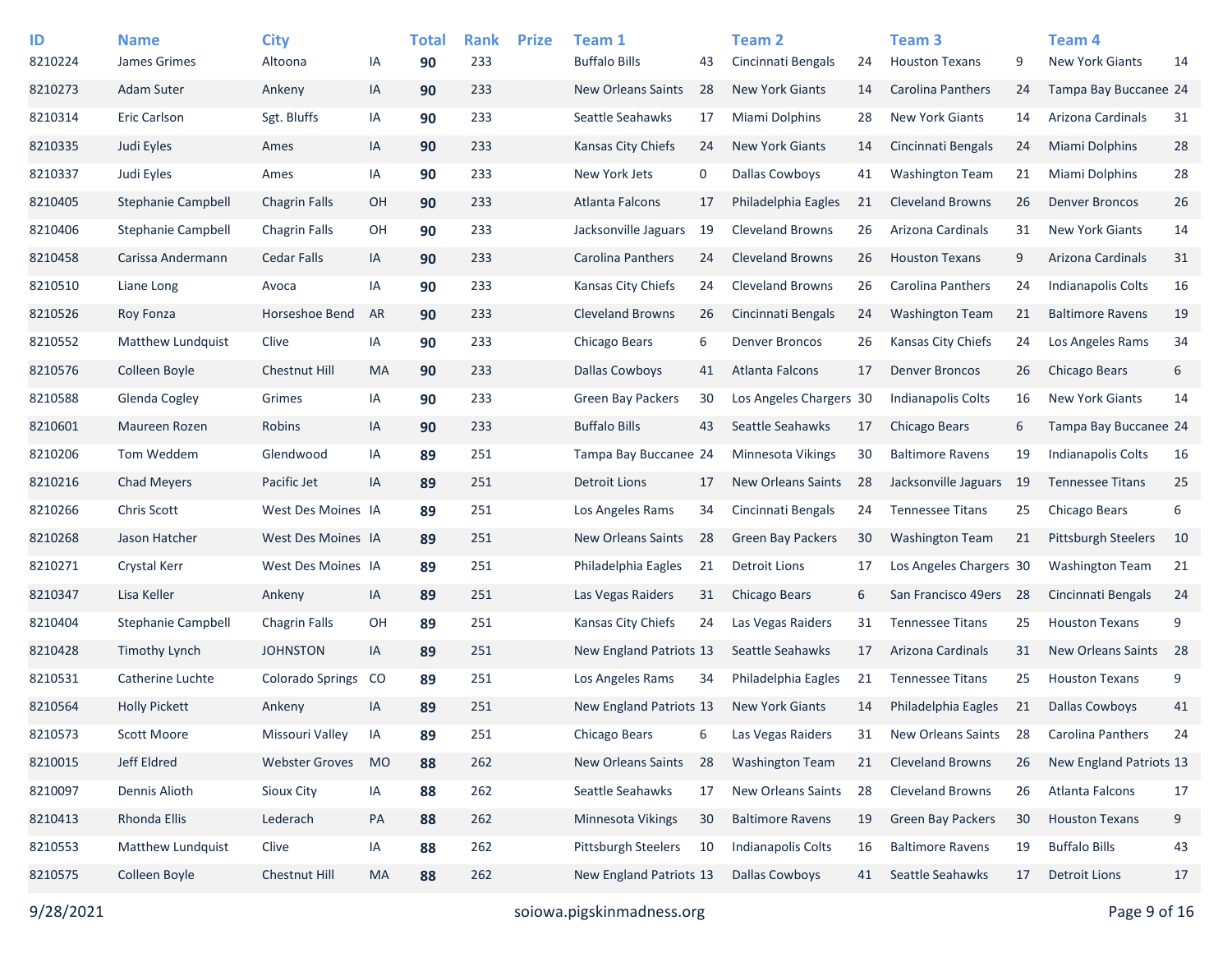| ID | Name | City | | Total | Rank | Prize | Team 1 | | Team 2 | | Team 3 | | Team 4 | |
|---|---|---|---|---|---|---|---|---|---|---|---|---|---|---|
| 8210224 | James Grimes | Altoona | IA | **90** | 233 | | Buffalo Bills | 43 | Cincinnati Bengals | 24 | Houston Texans | 9 | New York Giants | 14 |
| 8210273 | Adam Suter | Ankeny | IA | **90** | 233 | | New Orleans Saints | 28 | New York Giants | 14 | Carolina Panthers | 24 | Tampa Bay Buccanee | 24 |
| 8210314 | Eric Carlson | Sgt. Bluffs | IA | **90** | 233 | | Seattle Seahawks | 17 | Miami Dolphins | 28 | New York Giants | 14 | Arizona Cardinals | 31 |
| 8210335 | Judi Eyles | Ames | IA | **90** | 233 | | Kansas City Chiefs | 24 | New York Giants | 14 | Cincinnati Bengals | 24 | Miami Dolphins | 28 |
| 8210337 | Judi Eyles | Ames | IA | **90** | 233 | | New York Jets | 0 | Dallas Cowboys | 41 | Washington Team | 21 | Miami Dolphins | 28 |
| 8210405 | Stephanie Campbell | Chagrin Falls | OH | **90** | 233 | | Atlanta Falcons | 17 | Philadelphia Eagles | 21 | Cleveland Browns | 26 | Denver Broncos | 26 |
| 8210406 | Stephanie Campbell | Chagrin Falls | OH | **90** | 233 | | Jacksonville Jaguars | 19 | Cleveland Browns | 26 | Arizona Cardinals | 31 | New York Giants | 14 |
| 8210458 | Carissa Andermann | Cedar Falls | IA | **90** | 233 | | Carolina Panthers | 24 | Cleveland Browns | 26 | Houston Texans | 9 | Arizona Cardinals | 31 |
| 8210510 | Liane Long | Avoca | IA | **90** | 233 | | Kansas City Chiefs | 24 | Cleveland Browns | 26 | Carolina Panthers | 24 | Indianapolis Colts | 16 |
| 8210526 | Roy Fonza | Horseshoe Bend | AR | **90** | 233 | | Cleveland Browns | 26 | Cincinnati Bengals | 24 | Washington Team | 21 | Baltimore Ravens | 19 |
| 8210552 | Matthew Lundquist | Clive | IA | **90** | 233 | | Chicago Bears | 6 | Denver Broncos | 26 | Kansas City Chiefs | 24 | Los Angeles Rams | 34 |
| 8210576 | Colleen Boyle | Chestnut Hill | MA | **90** | 233 | | Dallas Cowboys | 41 | Atlanta Falcons | 17 | Denver Broncos | 26 | Chicago Bears | 6 |
| 8210588 | Glenda Cogley | Grimes | IA | **90** | 233 | | Green Bay Packers | 30 | Los Angeles Chargers | 30 | Indianapolis Colts | 16 | New York Giants | 14 |
| 8210601 | Maureen Rozen | Robins | IA | **90** | 233 | | Buffalo Bills | 43 | Seattle Seahawks | 17 | Chicago Bears | 6 | Tampa Bay Buccanee | 24 |
| 8210206 | Tom Weddem | Glendwood | IA | **89** | 251 | | Tampa Bay Buccanee | 24 | Minnesota Vikings | 30 | Baltimore Ravens | 19 | Indianapolis Colts | 16 |
| 8210216 | Chad Meyers | Pacific Jet | IA | **89** | 251 | | Detroit Lions | 17 | New Orleans Saints | 28 | Jacksonville Jaguars | 19 | Tennessee Titans | 25 |
| 8210266 | Chris Scott | West Des Moines | IA | **89** | 251 | | Los Angeles Rams | 34 | Cincinnati Bengals | 24 | Tennessee Titans | 25 | Chicago Bears | 6 |
| 8210268 | Jason Hatcher | West Des Moines | IA | **89** | 251 | | New Orleans Saints | 28 | Green Bay Packers | 30 | Washington Team | 21 | Pittsburgh Steelers | 10 |
| 8210271 | Crystal Kerr | West Des Moines | IA | **89** | 251 | | Philadelphia Eagles | 21 | Detroit Lions | 17 | Los Angeles Chargers | 30 | Washington Team | 21 |
| 8210347 | Lisa Keller | Ankeny | IA | **89** | 251 | | Las Vegas Raiders | 31 | Chicago Bears | 6 | San Francisco 49ers | 28 | Cincinnati Bengals | 24 |
| 8210404 | Stephanie Campbell | Chagrin Falls | OH | **89** | 251 | | Kansas City Chiefs | 24 | Las Vegas Raiders | 31 | Tennessee Titans | 25 | Houston Texans | 9 |
| 8210428 | Timothy Lynch | JOHNSTON | IA | **89** | 251 | | New England Patriots | 13 | Seattle Seahawks | 17 | Arizona Cardinals | 31 | New Orleans Saints | 28 |
| 8210531 | Catherine Luchte | Colorado Springs | CO | **89** | 251 | | Los Angeles Rams | 34 | Philadelphia Eagles | 21 | Tennessee Titans | 25 | Houston Texans | 9 |
| 8210564 | Holly Pickett | Ankeny | IA | **89** | 251 | | New England Patriots | 13 | New York Giants | 14 | Philadelphia Eagles | 21 | Dallas Cowboys | 41 |
| 8210573 | Scott Moore | Missouri Valley | IA | **89** | 251 | | Chicago Bears | 6 | Las Vegas Raiders | 31 | New Orleans Saints | 28 | Carolina Panthers | 24 |
| 8210015 | Jeff Eldred | Webster Groves | MO | **88** | 262 | | New Orleans Saints | 28 | Washington Team | 21 | Cleveland Browns | 26 | New England Patriots | 13 |
| 8210097 | Dennis Alioth | Sioux City | IA | **88** | 262 | | Seattle Seahawks | 17 | New Orleans Saints | 28 | Cleveland Browns | 26 | Atlanta Falcons | 17 |
| 8210413 | Rhonda Ellis | Lederach | PA | **88** | 262 | | Minnesota Vikings | 30 | Baltimore Ravens | 19 | Green Bay Packers | 30 | Houston Texans | 9 |
| 8210553 | Matthew Lundquist | Clive | IA | **88** | 262 | | Pittsburgh Steelers | 10 | Indianapolis Colts | 16 | Baltimore Ravens | 19 | Buffalo Bills | 43 |
| 8210575 | Colleen Boyle | Chestnut Hill | MA | **88** | 262 | | New England Patriots | 13 | Dallas Cowboys | 41 | Seattle Seahawks | 17 | Detroit Lions | 17 |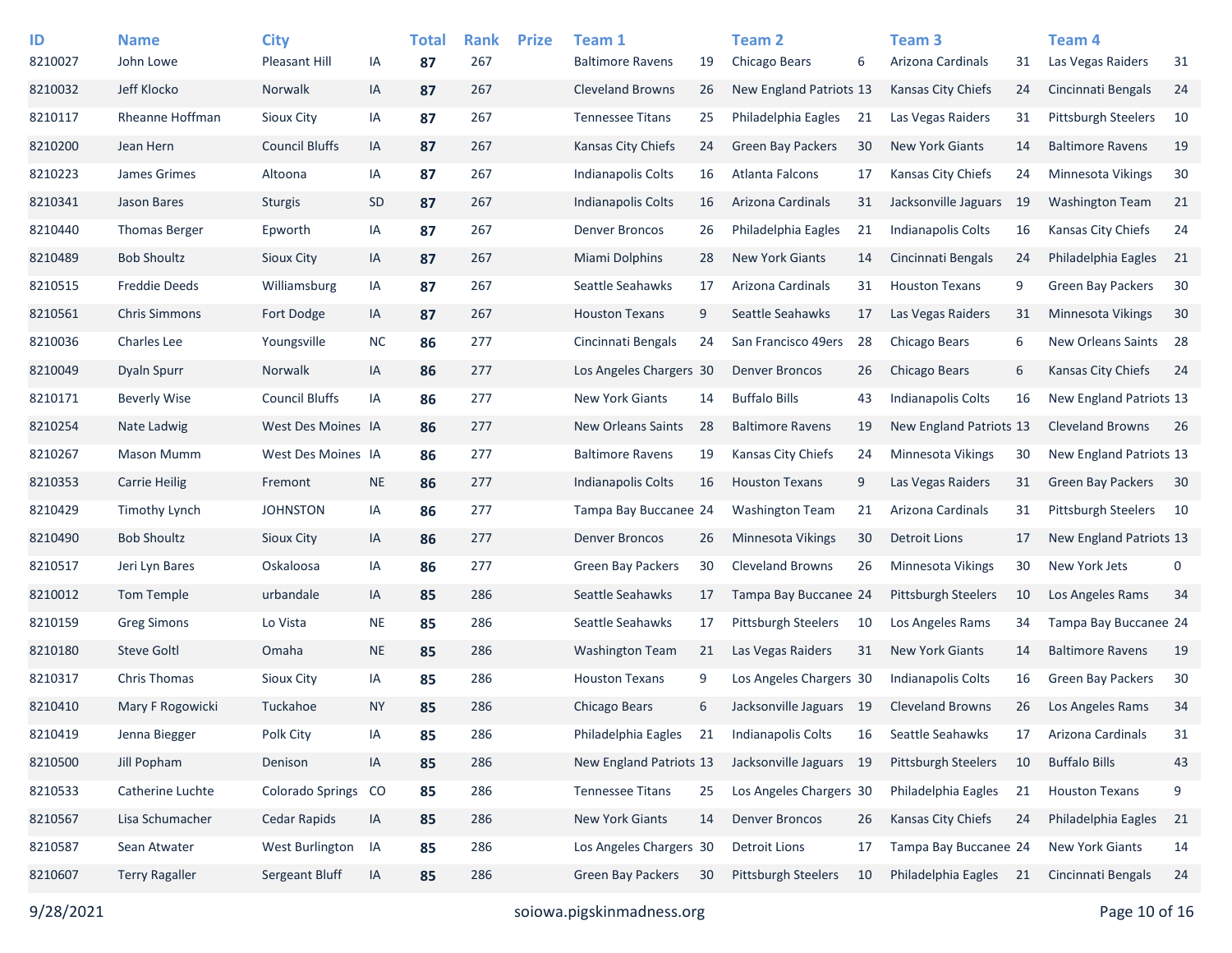| ID | Name | City | | Total | Rank | Prize | Team 1 | | Team 2 | | Team 3 | | Team 4 | |
|---|---|---|---|---|---|---|---|---|---|---|---|---|---|---|
| 8210027 | John Lowe | Pleasant Hill | IA | **87** | 267 | | Baltimore Ravens | 19 | Chicago Bears | 6 | Arizona Cardinals | 31 | Las Vegas Raiders | 31 |
| 8210032 | Jeff Klocko | Norwalk | IA | **87** | 267 | | Cleveland Browns | 26 | New England Patriots | 13 | Kansas City Chiefs | 24 | Cincinnati Bengals | 24 |
| 8210117 | Rheanne Hoffman | Sioux City | IA | **87** | 267 | | Tennessee Titans | 25 | Philadelphia Eagles | 21 | Las Vegas Raiders | 31 | Pittsburgh Steelers | 10 |
| 8210200 | Jean Hern | Council Bluffs | IA | **87** | 267 | | Kansas City Chiefs | 24 | Green Bay Packers | 30 | New York Giants | 14 | Baltimore Ravens | 19 |
| 8210223 | James Grimes | Altoona | IA | **87** | 267 | | Indianapolis Colts | 16 | Atlanta Falcons | 17 | Kansas City Chiefs | 24 | Minnesota Vikings | 30 |
| 8210341 | Jason Bares | Sturgis | SD | **87** | 267 | | Indianapolis Colts | 16 | Arizona Cardinals | 31 | Jacksonville Jaguars | 19 | Washington Team | 21 |
| 8210440 | Thomas Berger | Epworth | IA | **87** | 267 | | Denver Broncos | 26 | Philadelphia Eagles | 21 | Indianapolis Colts | 16 | Kansas City Chiefs | 24 |
| 8210489 | Bob Shoultz | Sioux City | IA | **87** | 267 | | Miami Dolphins | 28 | New York Giants | 14 | Cincinnati Bengals | 24 | Philadelphia Eagles | 21 |
| 8210515 | Freddie Deeds | Williamsburg | IA | **87** | 267 | | Seattle Seahawks | 17 | Arizona Cardinals | 31 | Houston Texans | 9 | Green Bay Packers | 30 |
| 8210561 | Chris Simmons | Fort Dodge | IA | **87** | 267 | | Houston Texans | 9 | Seattle Seahawks | 17 | Las Vegas Raiders | 31 | Minnesota Vikings | 30 |
| 8210036 | Charles Lee | Youngsville | NC | **86** | 277 | | Cincinnati Bengals | 24 | San Francisco 49ers | 28 | Chicago Bears | 6 | New Orleans Saints | 28 |
| 8210049 | Dyaln Spurr | Norwalk | IA | **86** | 277 | | Los Angeles Chargers | 30 | Denver Broncos | 26 | Chicago Bears | 6 | Kansas City Chiefs | 24 |
| 8210171 | Beverly Wise | Council Bluffs | IA | **86** | 277 | | New York Giants | 14 | Buffalo Bills | 43 | Indianapolis Colts | 16 | New England Patriots | 13 |
| 8210254 | Nate Ladwig | West Des Moines | IA | **86** | 277 | | New Orleans Saints | 28 | Baltimore Ravens | 19 | New England Patriots | 13 | Cleveland Browns | 26 |
| 8210267 | Mason Mumm | West Des Moines | IA | **86** | 277 | | Baltimore Ravens | 19 | Kansas City Chiefs | 24 | Minnesota Vikings | 30 | New England Patriots | 13 |
| 8210353 | Carrie Heilig | Fremont | NE | **86** | 277 | | Indianapolis Colts | 16 | Houston Texans | 9 | Las Vegas Raiders | 31 | Green Bay Packers | 30 |
| 8210429 | Timothy Lynch | JOHNSTON | IA | **86** | 277 | | Tampa Bay Buccanee | 24 | Washington Team | 21 | Arizona Cardinals | 31 | Pittsburgh Steelers | 10 |
| 8210490 | Bob Shoultz | Sioux City | IA | **86** | 277 | | Denver Broncos | 26 | Minnesota Vikings | 30 | Detroit Lions | 17 | New England Patriots | 13 |
| 8210517 | Jeri Lyn Bares | Oskaloosa | IA | **86** | 277 | | Green Bay Packers | 30 | Cleveland Browns | 26 | Minnesota Vikings | 30 | New York Jets | 0 |
| 8210012 | Tom Temple | urbandale | IA | **85** | 286 | | Seattle Seahawks | 17 | Tampa Bay Buccanee | 24 | Pittsburgh Steelers | 10 | Los Angeles Rams | 34 |
| 8210159 | Greg Simons | Lo Vista | NE | **85** | 286 | | Seattle Seahawks | 17 | Pittsburgh Steelers | 10 | Los Angeles Rams | 34 | Tampa Bay Buccanee | 24 |
| 8210180 | Steve Goltl | Omaha | NE | **85** | 286 | | Washington Team | 21 | Las Vegas Raiders | 31 | New York Giants | 14 | Baltimore Ravens | 19 |
| 8210317 | Chris Thomas | Sioux City | IA | **85** | 286 | | Houston Texans | 9 | Los Angeles Chargers | 30 | Indianapolis Colts | 16 | Green Bay Packers | 30 |
| 8210410 | Mary F Rogowicki | Tuckahoe | NY | **85** | 286 | | Chicago Bears | 6 | Jacksonville Jaguars | 19 | Cleveland Browns | 26 | Los Angeles Rams | 34 |
| 8210419 | Jenna Biegger | Polk City | IA | **85** | 286 | | Philadelphia Eagles | 21 | Indianapolis Colts | 16 | Seattle Seahawks | 17 | Arizona Cardinals | 31 |
| 8210500 | Jill Popham | Denison | IA | **85** | 286 | | New England Patriots | 13 | Jacksonville Jaguars | 19 | Pittsburgh Steelers | 10 | Buffalo Bills | 43 |
| 8210533 | Catherine Luchte | Colorado Springs | CO | **85** | 286 | | Tennessee Titans | 25 | Los Angeles Chargers | 30 | Philadelphia Eagles | 21 | Houston Texans | 9 |
| 8210567 | Lisa Schumacher | Cedar Rapids | IA | **85** | 286 | | New York Giants | 14 | Denver Broncos | 26 | Kansas City Chiefs | 24 | Philadelphia Eagles | 21 |
| 8210587 | Sean Atwater | West Burlington | IA | **85** | 286 | | Los Angeles Chargers | 30 | Detroit Lions | 17 | Tampa Bay Buccanee | 24 | New York Giants | 14 |
| 8210607 | Terry Ragaller | Sergeant Bluff | IA | **85** | 286 | | Green Bay Packers | 30 | Pittsburgh Steelers | 10 | Philadelphia Eagles | 21 | Cincinnati Bengals | 24 |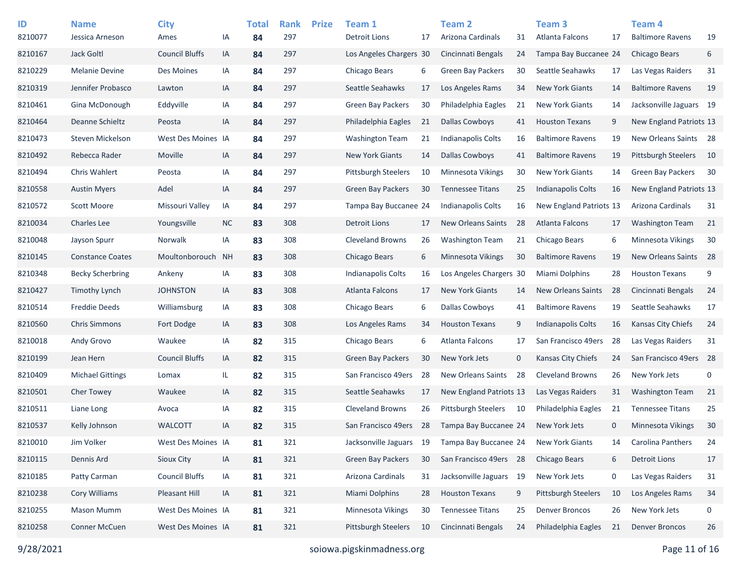| ID | Name | City | | Total | Rank | Prize | Team 1 | | Team 2 | | Team 3 | | Team 4 | |
|---|---|---|---|---|---|---|---|---|---|---|---|---|---|---|
| 8210077 | Jessica Arneson | Ames | IA | **84** | 297 | | Detroit Lions | 17 | Arizona Cardinals | 31 | Atlanta Falcons | 17 | Baltimore Ravens | 19 |
| 8210167 | Jack Goltl | Council Bluffs | IA | **84** | 297 | | Los Angeles Chargers | 30 | Cincinnati Bengals | 24 | Tampa Bay Buccanee | 24 | Chicago Bears | 6 |
| 8210229 | Melanie Devine | Des Moines | IA | **84** | 297 | | Chicago Bears | 6 | Green Bay Packers | 30 | Seattle Seahawks | 17 | Las Vegas Raiders | 31 |
| 8210319 | Jennifer Probasco | Lawton | IA | **84** | 297 | | Seattle Seahawks | 17 | Los Angeles Rams | 34 | New York Giants | 14 | Baltimore Ravens | 19 |
| 8210461 | Gina McDonough | Eddyville | IA | **84** | 297 | | Green Bay Packers | 30 | Philadelphia Eagles | 21 | New York Giants | 14 | Jacksonville Jaguars | 19 |
| 8210464 | Deanne Schieltz | Peosta | IA | **84** | 297 | | Philadelphia Eagles | 21 | Dallas Cowboys | 41 | Houston Texans | 9 | New England Patriots | 13 |
| 8210473 | Steven Mickelson | West Des Moines | IA | **84** | 297 | | Washington Team | 21 | Indianapolis Colts | 16 | Baltimore Ravens | 19 | New Orleans Saints | 28 |
| 8210492 | Rebecca Rader | Moville | IA | **84** | 297 | | New York Giants | 14 | Dallas Cowboys | 41 | Baltimore Ravens | 19 | Pittsburgh Steelers | 10 |
| 8210494 | Chris Wahlert | Peosta | IA | **84** | 297 | | Pittsburgh Steelers | 10 | Minnesota Vikings | 30 | New York Giants | 14 | Green Bay Packers | 30 |
| 8210558 | Austin Myers | Adel | IA | **84** | 297 | | Green Bay Packers | 30 | Tennessee Titans | 25 | Indianapolis Colts | 16 | New England Patriots | 13 |
| 8210572 | Scott Moore | Missouri Valley | IA | **84** | 297 | | Tampa Bay Buccanee | 24 | Indianapolis Colts | 16 | New England Patriots | 13 | Arizona Cardinals | 31 |
| 8210034 | Charles Lee | Youngsville | NC | **83** | 308 | | Detroit Lions | 17 | New Orleans Saints | 28 | Atlanta Falcons | 17 | Washington Team | 21 |
| 8210048 | Jayson Spurr | Norwalk | IA | **83** | 308 | | Cleveland Browns | 26 | Washington Team | 21 | Chicago Bears | 6 | Minnesota Vikings | 30 |
| 8210145 | Constance Coates | Moultonborouch | NH | **83** | 308 | | Chicago Bears | 6 | Minnesota Vikings | 30 | Baltimore Ravens | 19 | New Orleans Saints | 28 |
| 8210348 | Becky Scherbring | Ankeny | IA | **83** | 308 | | Indianapolis Colts | 16 | Los Angeles Chargers | 30 | Miami Dolphins | 28 | Houston Texans | 9 |
| 8210427 | Timothy Lynch | JOHNSTON | IA | **83** | 308 | | Atlanta Falcons | 17 | New York Giants | 14 | New Orleans Saints | 28 | Cincinnati Bengals | 24 |
| 8210514 | Freddie Deeds | Williamsburg | IA | **83** | 308 | | Chicago Bears | 6 | Dallas Cowboys | 41 | Baltimore Ravens | 19 | Seattle Seahawks | 17 |
| 8210560 | Chris Simmons | Fort Dodge | IA | **83** | 308 | | Los Angeles Rams | 34 | Houston Texans | 9 | Indianapolis Colts | 16 | Kansas City Chiefs | 24 |
| 8210018 | Andy Grovo | Waukee | IA | **82** | 315 | | Chicago Bears | 6 | Atlanta Falcons | 17 | San Francisco 49ers | 28 | Las Vegas Raiders | 31 |
| 8210199 | Jean Hern | Council Bluffs | IA | **82** | 315 | | Green Bay Packers | 30 | New York Jets | 0 | Kansas City Chiefs | 24 | San Francisco 49ers | 28 |
| 8210409 | Michael Gittings | Lomax | IL | **82** | 315 | | San Francisco 49ers | 28 | New Orleans Saints | 28 | Cleveland Browns | 26 | New York Jets | 0 |
| 8210501 | Cher Towey | Waukee | IA | **82** | 315 | | Seattle Seahawks | 17 | New England Patriots | 13 | Las Vegas Raiders | 31 | Washington Team | 21 |
| 8210511 | Liane Long | Avoca | IA | **82** | 315 | | Cleveland Browns | 26 | Pittsburgh Steelers | 10 | Philadelphia Eagles | 21 | Tennessee Titans | 25 |
| 8210537 | Kelly Johnson | WALCOTT | IA | **82** | 315 | | San Francisco 49ers | 28 | Tampa Bay Buccanee | 24 | New York Jets | 0 | Minnesota Vikings | 30 |
| 8210010 | Jim Volker | West Des Moines | IA | **81** | 321 | | Jacksonville Jaguars | 19 | Tampa Bay Buccanee | 24 | New York Giants | 14 | Carolina Panthers | 24 |
| 8210115 | Dennis Ard | Sioux City | IA | **81** | 321 | | Green Bay Packers | 30 | San Francisco 49ers | 28 | Chicago Bears | 6 | Detroit Lions | 17 |
| 8210185 | Patty Carman | Council Bluffs | IA | **81** | 321 | | Arizona Cardinals | 31 | Jacksonville Jaguars | 19 | New York Jets | 0 | Las Vegas Raiders | 31 |
| 8210238 | Cory Williams | Pleasant Hill | IA | **81** | 321 | | Miami Dolphins | 28 | Houston Texans | 9 | Pittsburgh Steelers | 10 | Los Angeles Rams | 34 |
| 8210255 | Mason Mumm | West Des Moines | IA | **81** | 321 | | Minnesota Vikings | 30 | Tennessee Titans | 25 | Denver Broncos | 26 | New York Jets | 0 |
| 8210258 | Conner McCuen | West Des Moines | IA | **81** | 321 | | Pittsburgh Steelers | 10 | Cincinnati Bengals | 24 | Philadelphia Eagles | 21 | Denver Broncos | 26 |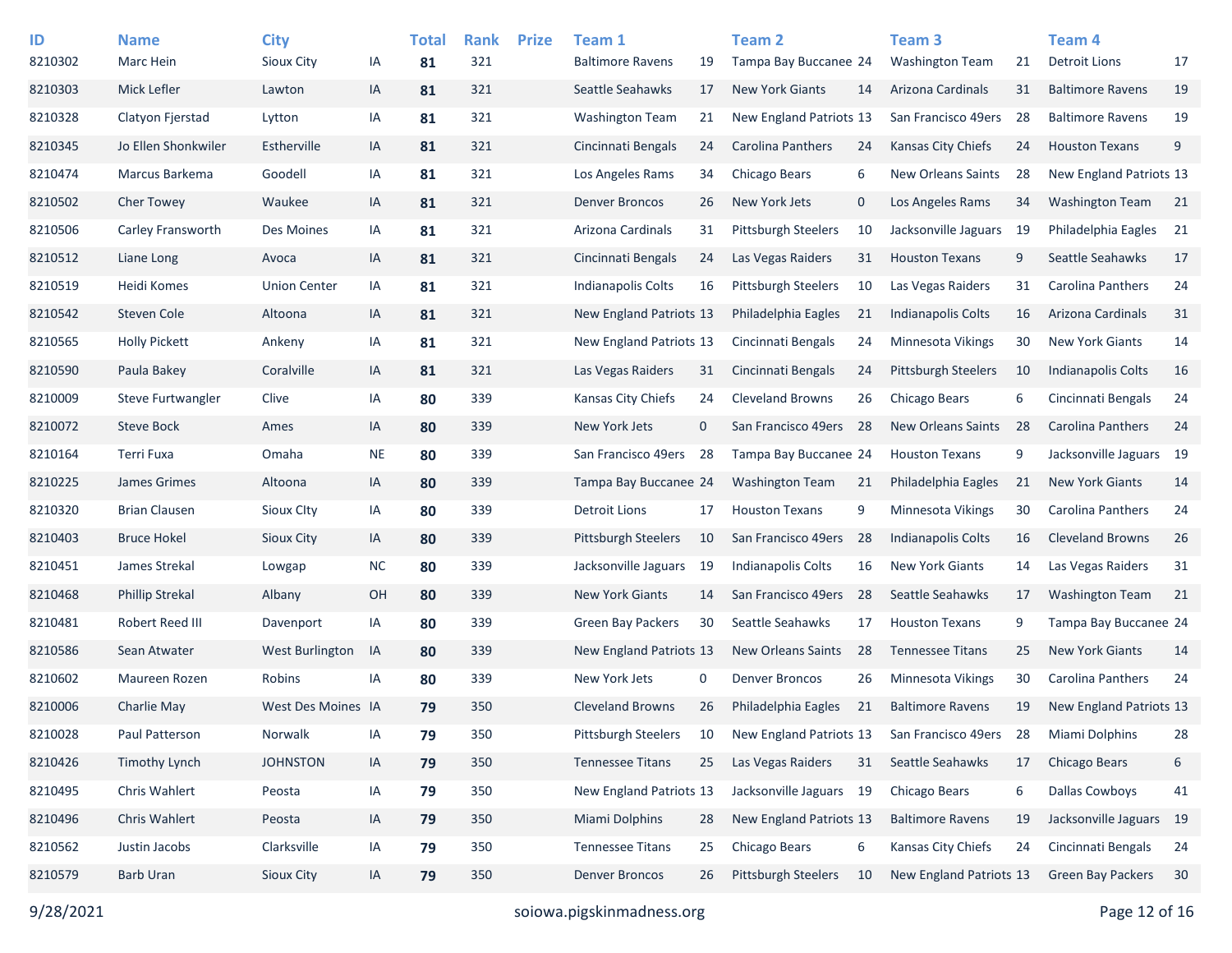| ID | Name | City | | Total | Rank | Prize | Team 1 | | Team 2 | | Team 3 | | Team 4 | |
|---|---|---|---|---|---|---|---|---|---|---|---|---|---|---|
| 8210302 | Marc Hein | Sioux City | IA | **81** | 321 | | Baltimore Ravens | 19 | Tampa Bay Buccanee | 24 | Washington Team | 21 | Detroit Lions | 17 |
| 8210303 | Mick Lefler | Lawton | IA | **81** | 321 | | Seattle Seahawks | 17 | New York Giants | 14 | Arizona Cardinals | 31 | Baltimore Ravens | 19 |
| 8210328 | Clatyon Fjerstad | Lytton | IA | **81** | 321 | | Washington Team | 21 | New England Patriots | 13 | San Francisco 49ers | 28 | Baltimore Ravens | 19 |
| 8210345 | Jo Ellen Shonkwiler | Estherville | IA | **81** | 321 | | Cincinnati Bengals | 24 | Carolina Panthers | 24 | Kansas City Chiefs | 24 | Houston Texans | 9 |
| 8210474 | Marcus Barkema | Goodell | IA | **81** | 321 | | Los Angeles Rams | 34 | Chicago Bears | 6 | New Orleans Saints | 28 | New England Patriots | 13 |
| 8210502 | Cher Towey | Waukee | IA | **81** | 321 | | Denver Broncos | 26 | New York Jets | 0 | Los Angeles Rams | 34 | Washington Team | 21 |
| 8210506 | Carley Fransworth | Des Moines | IA | **81** | 321 | | Arizona Cardinals | 31 | Pittsburgh Steelers | 10 | Jacksonville Jaguars | 19 | Philadelphia Eagles | 21 |
| 8210512 | Liane Long | Avoca | IA | **81** | 321 | | Cincinnati Bengals | 24 | Las Vegas Raiders | 31 | Houston Texans | 9 | Seattle Seahawks | 17 |
| 8210519 | Heidi Komes | Union Center | IA | **81** | 321 | | Indianapolis Colts | 16 | Pittsburgh Steelers | 10 | Las Vegas Raiders | 31 | Carolina Panthers | 24 |
| 8210542 | Steven Cole | Altoona | IA | **81** | 321 | | New England Patriots | 13 | Philadelphia Eagles | 21 | Indianapolis Colts | 16 | Arizona Cardinals | 31 |
| 8210565 | Holly Pickett | Ankeny | IA | **81** | 321 | | New England Patriots | 13 | Cincinnati Bengals | 24 | Minnesota Vikings | 30 | New York Giants | 14 |
| 8210590 | Paula Bakey | Coralville | IA | **81** | 321 | | Las Vegas Raiders | 31 | Cincinnati Bengals | 24 | Pittsburgh Steelers | 10 | Indianapolis Colts | 16 |
| 8210009 | Steve Furtwangler | Clive | IA | **80** | 339 | | Kansas City Chiefs | 24 | Cleveland Browns | 26 | Chicago Bears | 6 | Cincinnati Bengals | 24 |
| 8210072 | Steve Bock | Ames | IA | **80** | 339 | | New York Jets | 0 | San Francisco 49ers | 28 | New Orleans Saints | 28 | Carolina Panthers | 24 |
| 8210164 | Terri Fuxa | Omaha | NE | **80** | 339 | | San Francisco 49ers | 28 | Tampa Bay Buccanee | 24 | Houston Texans | 9 | Jacksonville Jaguars | 19 |
| 8210225 | James Grimes | Altoona | IA | **80** | 339 | | Tampa Bay Buccanee | 24 | Washington Team | 21 | Philadelphia Eagles | 21 | New York Giants | 14 |
| 8210320 | Brian Clausen | Sioux CIty | IA | **80** | 339 | | Detroit Lions | 17 | Houston Texans | 9 | Minnesota Vikings | 30 | Carolina Panthers | 24 |
| 8210403 | Bruce Hokel | Sioux City | IA | **80** | 339 | | Pittsburgh Steelers | 10 | San Francisco 49ers | 28 | Indianapolis Colts | 16 | Cleveland Browns | 26 |
| 8210451 | James Strekal | Lowgap | NC | **80** | 339 | | Jacksonville Jaguars | 19 | Indianapolis Colts | 16 | New York Giants | 14 | Las Vegas Raiders | 31 |
| 8210468 | Phillip Strekal | Albany | OH | **80** | 339 | | New York Giants | 14 | San Francisco 49ers | 28 | Seattle Seahawks | 17 | Washington Team | 21 |
| 8210481 | Robert Reed III | Davenport | IA | **80** | 339 | | Green Bay Packers | 30 | Seattle Seahawks | 17 | Houston Texans | 9 | Tampa Bay Buccanee | 24 |
| 8210586 | Sean Atwater | West Burlington | IA | **80** | 339 | | New England Patriots | 13 | New Orleans Saints | 28 | Tennessee Titans | 25 | New York Giants | 14 |
| 8210602 | Maureen Rozen | Robins | IA | **80** | 339 | | New York Jets | 0 | Denver Broncos | 26 | Minnesota Vikings | 30 | Carolina Panthers | 24 |
| 8210006 | Charlie May | West Des Moines | IA | **79** | 350 | | Cleveland Browns | 26 | Philadelphia Eagles | 21 | Baltimore Ravens | 19 | New England Patriots | 13 |
| 8210028 | Paul Patterson | Norwalk | IA | **79** | 350 | | Pittsburgh Steelers | 10 | New England Patriots | 13 | San Francisco 49ers | 28 | Miami Dolphins | 28 |
| 8210426 | Timothy Lynch | JOHNSTON | IA | **79** | 350 | | Tennessee Titans | 25 | Las Vegas Raiders | 31 | Seattle Seahawks | 17 | Chicago Bears | 6 |
| 8210495 | Chris Wahlert | Peosta | IA | **79** | 350 | | New England Patriots | 13 | Jacksonville Jaguars | 19 | Chicago Bears | 6 | Dallas Cowboys | 41 |
| 8210496 | Chris Wahlert | Peosta | IA | **79** | 350 | | Miami Dolphins | 28 | New England Patriots | 13 | Baltimore Ravens | 19 | Jacksonville Jaguars | 19 |
| 8210562 | Justin Jacobs | Clarksville | IA | **79** | 350 | | Tennessee Titans | 25 | Chicago Bears | 6 | Kansas City Chiefs | 24 | Cincinnati Bengals | 24 |
| 8210579 | Barb Uran | Sioux City | IA | **79** | 350 | | Denver Broncos | 26 | Pittsburgh Steelers | 10 | New England Patriots | 13 | Green Bay Packers | 30 |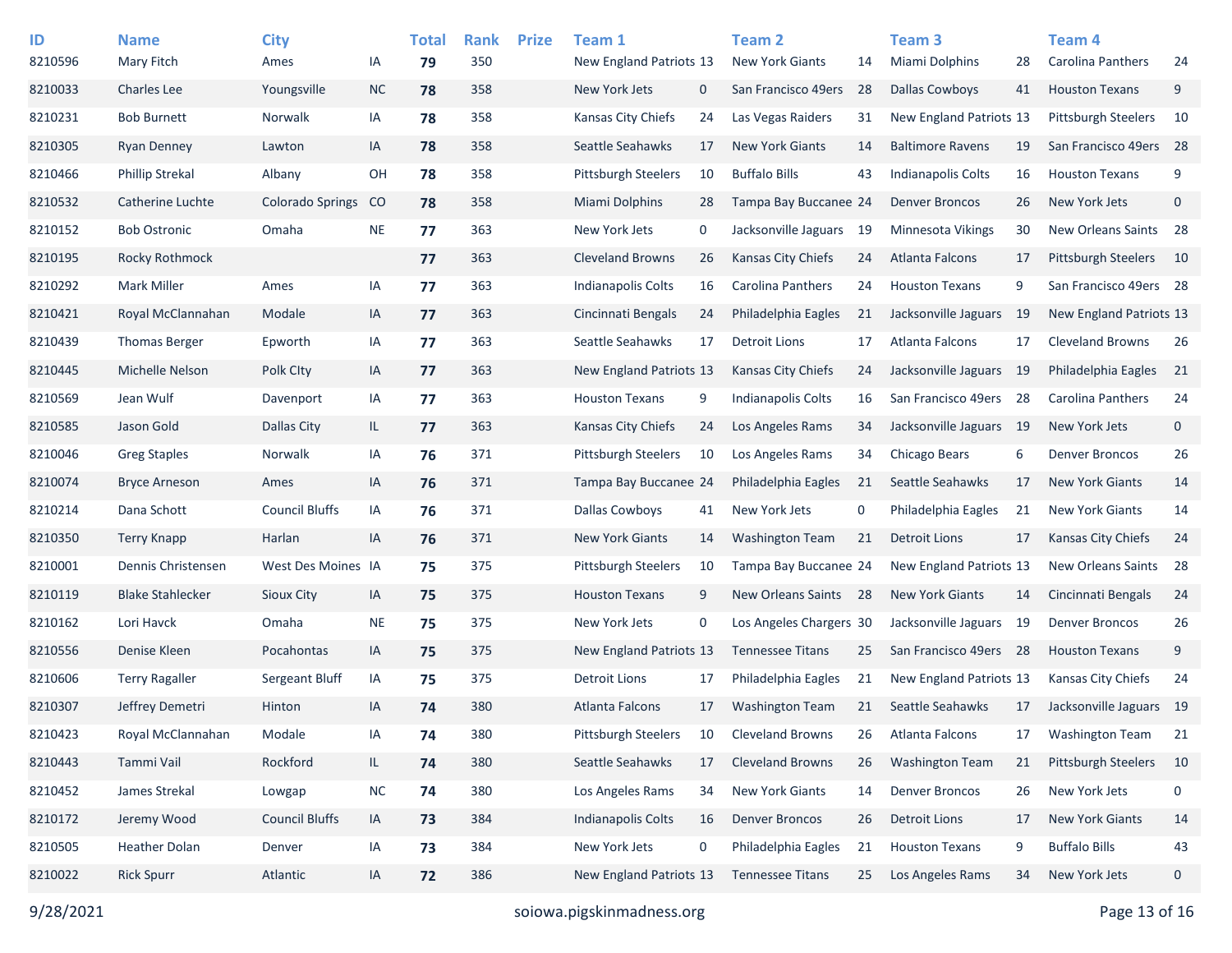| ID | Name | City | | Total | Rank | Prize | Team 1 | | Team 2 | | Team 3 | | Team 4 | |
|---|---|---|---|---|---|---|---|---|---|---|---|---|---|---|
| 8210596 | Mary Fitch | Ames | IA | **79** | 350 | | New England Patriots | 13 | New York Giants | 14 | Miami Dolphins | 28 | Carolina Panthers | 24 |
| 8210033 | Charles Lee | Youngsville | NC | **78** | 358 | | New York Jets | 0 | San Francisco 49ers | 28 | Dallas Cowboys | 41 | Houston Texans | 9 |
| 8210231 | Bob Burnett | Norwalk | IA | **78** | 358 | | Kansas City Chiefs | 24 | Las Vegas Raiders | 31 | New England Patriots | 13 | Pittsburgh Steelers | 10 |
| 8210305 | Ryan Denney | Lawton | IA | **78** | 358 | | Seattle Seahawks | 17 | New York Giants | 14 | Baltimore Ravens | 19 | San Francisco 49ers | 28 |
| 8210466 | Phillip Strekal | Albany | OH | **78** | 358 | | Pittsburgh Steelers | 10 | Buffalo Bills | 43 | Indianapolis Colts | 16 | Houston Texans | 9 |
| 8210532 | Catherine Luchte | Colorado Springs | CO | **78** | 358 | | Miami Dolphins | 28 | Tampa Bay Buccanee | 24 | Denver Broncos | 26 | New York Jets | 0 |
| 8210152 | Bob Ostronic | Omaha | NE | **77** | 363 | | New York Jets | 0 | Jacksonville Jaguars | 19 | Minnesota Vikings | 30 | New Orleans Saints | 28 |
| 8210195 | Rocky Rothmock | | | **77** | 363 | | Cleveland Browns | 26 | Kansas City Chiefs | 24 | Atlanta Falcons | 17 | Pittsburgh Steelers | 10 |
| 8210292 | Mark Miller | Ames | IA | **77** | 363 | | Indianapolis Colts | 16 | Carolina Panthers | 24 | Houston Texans | 9 | San Francisco 49ers | 28 |
| 8210421 | Royal McClannahan | Modale | IA | **77** | 363 | | Cincinnati Bengals | 24 | Philadelphia Eagles | 21 | Jacksonville Jaguars | 19 | New England Patriots | 13 |
| 8210439 | Thomas Berger | Epworth | IA | **77** | 363 | | Seattle Seahawks | 17 | Detroit Lions | 17 | Atlanta Falcons | 17 | Cleveland Browns | 26 |
| 8210445 | Michelle Nelson | Polk CIty | IA | **77** | 363 | | New England Patriots | 13 | Kansas City Chiefs | 24 | Jacksonville Jaguars | 19 | Philadelphia Eagles | 21 |
| 8210569 | Jean Wulf | Davenport | IA | **77** | 363 | | Houston Texans | 9 | Indianapolis Colts | 16 | San Francisco 49ers | 28 | Carolina Panthers | 24 |
| 8210585 | Jason Gold | Dallas City | IL | **77** | 363 | | Kansas City Chiefs | 24 | Los Angeles Rams | 34 | Jacksonville Jaguars | 19 | New York Jets | 0 |
| 8210046 | Greg Staples | Norwalk | IA | **76** | 371 | | Pittsburgh Steelers | 10 | Los Angeles Rams | 34 | Chicago Bears | 6 | Denver Broncos | 26 |
| 8210074 | Bryce Arneson | Ames | IA | **76** | 371 | | Tampa Bay Buccanee | 24 | Philadelphia Eagles | 21 | Seattle Seahawks | 17 | New York Giants | 14 |
| 8210214 | Dana Schott | Council Bluffs | IA | **76** | 371 | | Dallas Cowboys | 41 | New York Jets | 0 | Philadelphia Eagles | 21 | New York Giants | 14 |
| 8210350 | Terry Knapp | Harlan | IA | **76** | 371 | | New York Giants | 14 | Washington Team | 21 | Detroit Lions | 17 | Kansas City Chiefs | 24 |
| 8210001 | Dennis Christensen | West Des Moines | IA | **75** | 375 | | Pittsburgh Steelers | 10 | Tampa Bay Buccanee | 24 | New England Patriots | 13 | New Orleans Saints | 28 |
| 8210119 | Blake Stahlecker | Sioux City | IA | **75** | 375 | | Houston Texans | 9 | New Orleans Saints | 28 | New York Giants | 14 | Cincinnati Bengals | 24 |
| 8210162 | Lori Havck | Omaha | NE | **75** | 375 | | New York Jets | 0 | Los Angeles Chargers | 30 | Jacksonville Jaguars | 19 | Denver Broncos | 26 |
| 8210556 | Denise Kleen | Pocahontas | IA | **75** | 375 | | New England Patriots | 13 | Tennessee Titans | 25 | San Francisco 49ers | 28 | Houston Texans | 9 |
| 8210606 | Terry Ragaller | Sergeant Bluff | IA | **75** | 375 | | Detroit Lions | 17 | Philadelphia Eagles | 21 | New England Patriots | 13 | Kansas City Chiefs | 24 |
| 8210307 | Jeffrey Demetri | Hinton | IA | **74** | 380 | | Atlanta Falcons | 17 | Washington Team | 21 | Seattle Seahawks | 17 | Jacksonville Jaguars | 19 |
| 8210423 | Royal McClannahan | Modale | IA | **74** | 380 | | Pittsburgh Steelers | 10 | Cleveland Browns | 26 | Atlanta Falcons | 17 | Washington Team | 21 |
| 8210443 | Tammi Vail | Rockford | IL | **74** | 380 | | Seattle Seahawks | 17 | Cleveland Browns | 26 | Washington Team | 21 | Pittsburgh Steelers | 10 |
| 8210452 | James Strekal | Lowgap | NC | **74** | 380 | | Los Angeles Rams | 34 | New York Giants | 14 | Denver Broncos | 26 | New York Jets | 0 |
| 8210172 | Jeremy Wood | Council Bluffs | IA | **73** | 384 | | Indianapolis Colts | 16 | Denver Broncos | 26 | Detroit Lions | 17 | New York Giants | 14 |
| 8210505 | Heather Dolan | Denver | IA | **73** | 384 | | New York Jets | 0 | Philadelphia Eagles | 21 | Houston Texans | 9 | Buffalo Bills | 43 |
| 8210022 | Rick Spurr | Atlantic | IA | **72** | 386 | | New England Patriots | 13 | Tennessee Titans | 25 | Los Angeles Rams | 34 | New York Jets | 0 |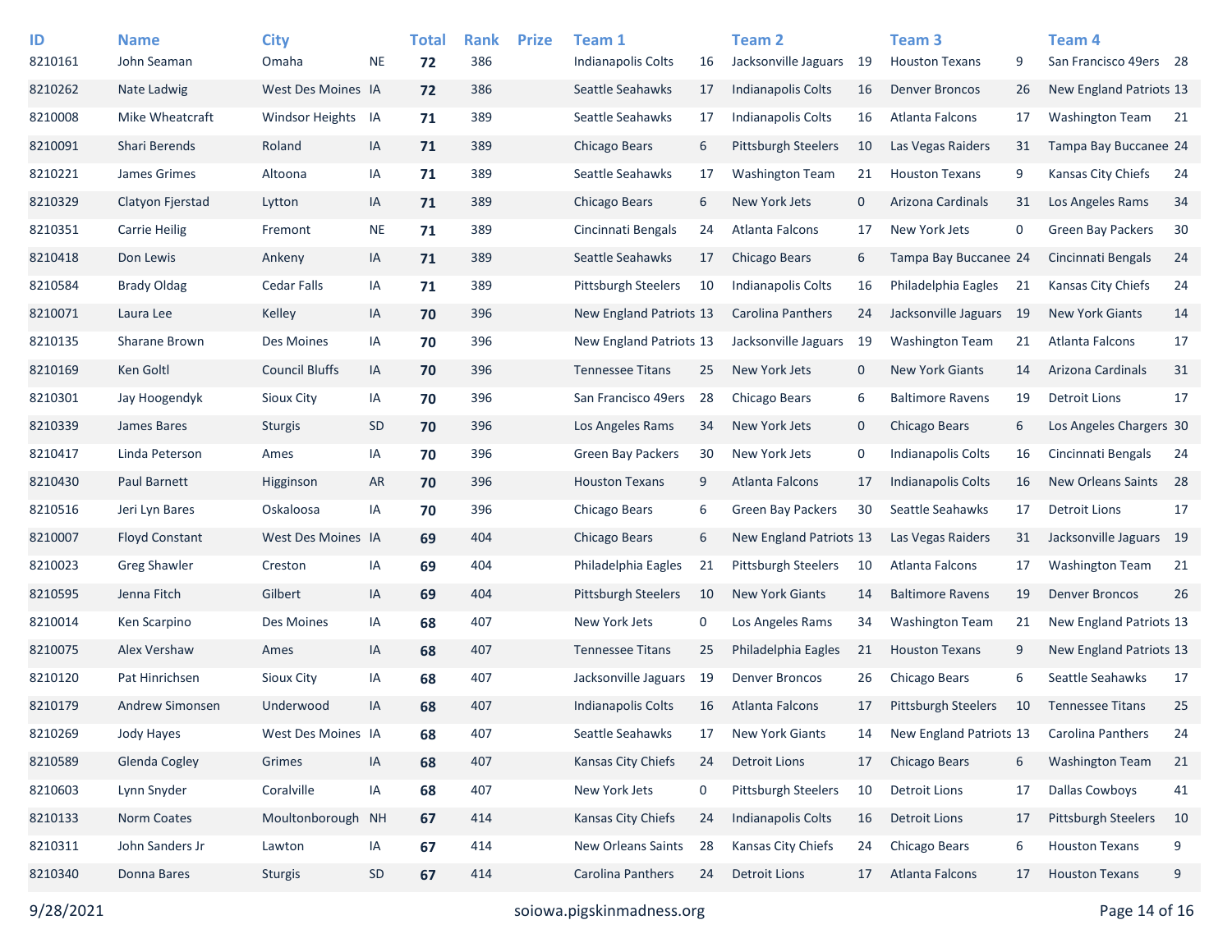| ID | Name | City | | Total | Rank | Prize | Team 1 | | Team 2 | | Team 3 | | Team 4 | |
|---|---|---|---|---|---|---|---|---|---|---|---|---|---|---|
| 8210161 | John Seaman | Omaha | NE | **72** | 386 | | Indianapolis Colts | 16 | Jacksonville Jaguars | 19 | Houston Texans | 9 | San Francisco 49ers | 28 |
| 8210262 | Nate Ladwig | West Des Moines | IA | **72** | 386 | | Seattle Seahawks | 17 | Indianapolis Colts | 16 | Denver Broncos | 26 | New England Patriots | 13 |
| 8210008 | Mike Wheatcraft | Windsor Heights | IA | **71** | 389 | | Seattle Seahawks | 17 | Indianapolis Colts | 16 | Atlanta Falcons | 17 | Washington Team | 21 |
| 8210091 | Shari Berends | Roland | IA | **71** | 389 | | Chicago Bears | 6 | Pittsburgh Steelers | 10 | Las Vegas Raiders | 31 | Tampa Bay Buccanee | 24 |
| 8210221 | James Grimes | Altoona | IA | **71** | 389 | | Seattle Seahawks | 17 | Washington Team | 21 | Houston Texans | 9 | Kansas City Chiefs | 24 |
| 8210329 | Clatyon Fjerstad | Lytton | IA | **71** | 389 | | Chicago Bears | 6 | New York Jets | 0 | Arizona Cardinals | 31 | Los Angeles Rams | 34 |
| 8210351 | Carrie Heilig | Fremont | NE | **71** | 389 | | Cincinnati Bengals | 24 | Atlanta Falcons | 17 | New York Jets | 0 | Green Bay Packers | 30 |
| 8210418 | Don Lewis | Ankeny | IA | **71** | 389 | | Seattle Seahawks | 17 | Chicago Bears | 6 | Tampa Bay Buccanee | 24 | Cincinnati Bengals | 24 |
| 8210584 | Brady Oldag | Cedar Falls | IA | **71** | 389 | | Pittsburgh Steelers | 10 | Indianapolis Colts | 16 | Philadelphia Eagles | 21 | Kansas City Chiefs | 24 |
| 8210071 | Laura Lee | Kelley | IA | **70** | 396 | | New England Patriots | 13 | Carolina Panthers | 24 | Jacksonville Jaguars | 19 | New York Giants | 14 |
| 8210135 | Sharane Brown | Des Moines | IA | **70** | 396 | | New England Patriots | 13 | Jacksonville Jaguars | 19 | Washington Team | 21 | Atlanta Falcons | 17 |
| 8210169 | Ken Goltl | Council Bluffs | IA | **70** | 396 | | Tennessee Titans | 25 | New York Jets | 0 | New York Giants | 14 | Arizona Cardinals | 31 |
| 8210301 | Jay Hoogendyk | Sioux City | IA | **70** | 396 | | San Francisco 49ers | 28 | Chicago Bears | 6 | Baltimore Ravens | 19 | Detroit Lions | 17 |
| 8210339 | James Bares | Sturgis | SD | **70** | 396 | | Los Angeles Rams | 34 | New York Jets | 0 | Chicago Bears | 6 | Los Angeles Chargers | 30 |
| 8210417 | Linda Peterson | Ames | IA | **70** | 396 | | Green Bay Packers | 30 | New York Jets | 0 | Indianapolis Colts | 16 | Cincinnati Bengals | 24 |
| 8210430 | Paul Barnett | Higginson | AR | **70** | 396 | | Houston Texans | 9 | Atlanta Falcons | 17 | Indianapolis Colts | 16 | New Orleans Saints | 28 |
| 8210516 | Jeri Lyn Bares | Oskaloosa | IA | **70** | 396 | | Chicago Bears | 6 | Green Bay Packers | 30 | Seattle Seahawks | 17 | Detroit Lions | 17 |
| 8210007 | Floyd Constant | West Des Moines | IA | **69** | 404 | | Chicago Bears | 6 | New England Patriots | 13 | Las Vegas Raiders | 31 | Jacksonville Jaguars | 19 |
| 8210023 | Greg Shawler | Creston | IA | **69** | 404 | | Philadelphia Eagles | 21 | Pittsburgh Steelers | 10 | Atlanta Falcons | 17 | Washington Team | 21 |
| 8210595 | Jenna Fitch | Gilbert | IA | **69** | 404 | | Pittsburgh Steelers | 10 | New York Giants | 14 | Baltimore Ravens | 19 | Denver Broncos | 26 |
| 8210014 | Ken Scarpino | Des Moines | IA | **68** | 407 | | New York Jets | 0 | Los Angeles Rams | 34 | Washington Team | 21 | New England Patriots | 13 |
| 8210075 | Alex Vershaw | Ames | IA | **68** | 407 | | Tennessee Titans | 25 | Philadelphia Eagles | 21 | Houston Texans | 9 | New England Patriots | 13 |
| 8210120 | Pat Hinrichsen | Sioux City | IA | **68** | 407 | | Jacksonville Jaguars | 19 | Denver Broncos | 26 | Chicago Bears | 6 | Seattle Seahawks | 17 |
| 8210179 | Andrew Simonsen | Underwood | IA | **68** | 407 | | Indianapolis Colts | 16 | Atlanta Falcons | 17 | Pittsburgh Steelers | 10 | Tennessee Titans | 25 |
| 8210269 | Jody Hayes | West Des Moines | IA | **68** | 407 | | Seattle Seahawks | 17 | New York Giants | 14 | New England Patriots | 13 | Carolina Panthers | 24 |
| 8210589 | Glenda Cogley | Grimes | IA | **68** | 407 | | Kansas City Chiefs | 24 | Detroit Lions | 17 | Chicago Bears | 6 | Washington Team | 21 |
| 8210603 | Lynn Snyder | Coralville | IA | **68** | 407 | | New York Jets | 0 | Pittsburgh Steelers | 10 | Detroit Lions | 17 | Dallas Cowboys | 41 |
| 8210133 | Norm Coates | Moultonborough | NH | **67** | 414 | | Kansas City Chiefs | 24 | Indianapolis Colts | 16 | Detroit Lions | 17 | Pittsburgh Steelers | 10 |
| 8210311 | John Sanders Jr | Lawton | IA | **67** | 414 | | New Orleans Saints | 28 | Kansas City Chiefs | 24 | Chicago Bears | 6 | Houston Texans | 9 |
| 8210340 | Donna Bares | Sturgis | SD | **67** | 414 | | Carolina Panthers | 24 | Detroit Lions | 17 | Atlanta Falcons | 17 | Houston Texans | 9 |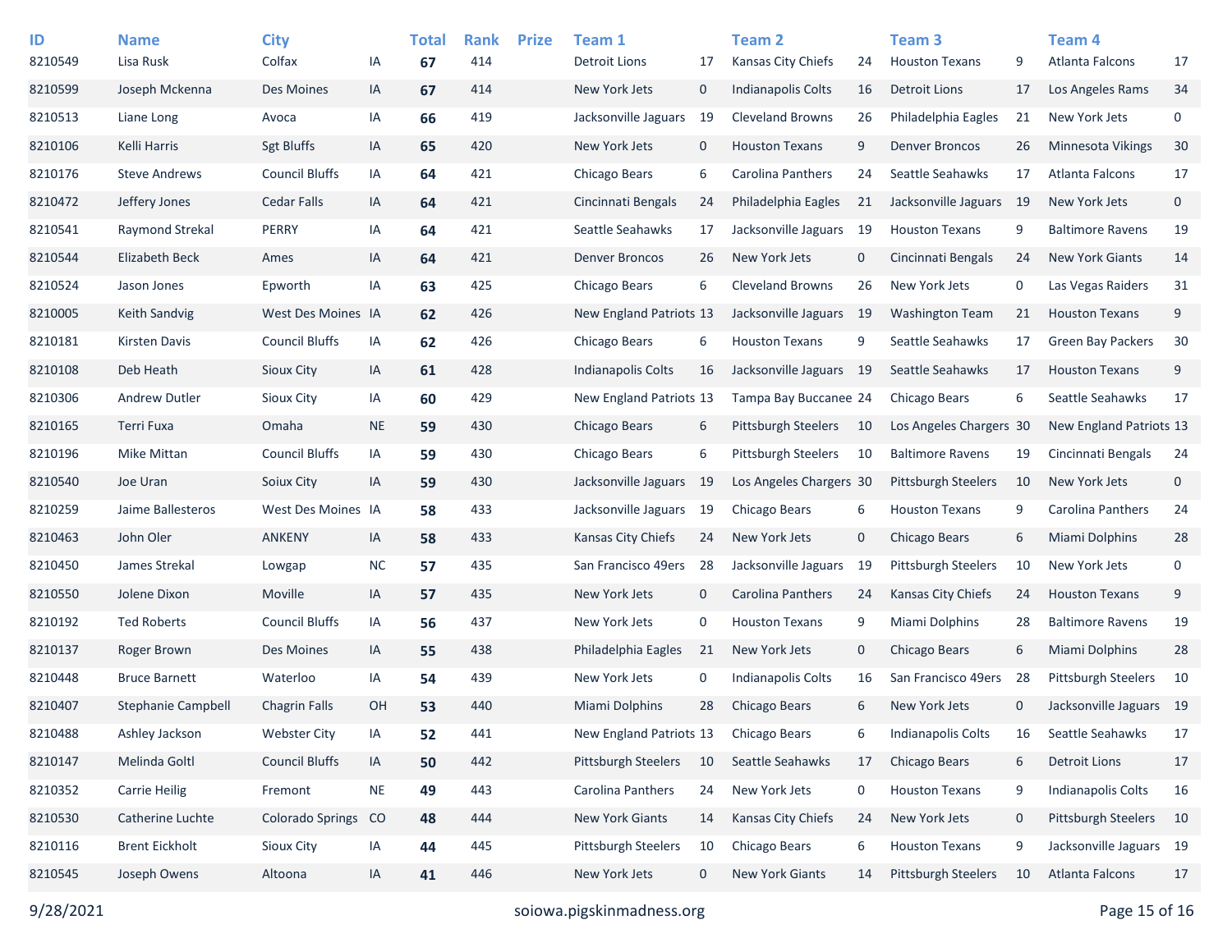| ID | Name | City | | Total | Rank | Prize | Team 1 | | Team 2 | | Team 3 | | Team 4 | |
|---|---|---|---|---|---|---|---|---|---|---|---|---|---|---|
| 8210549 | Lisa Rusk | Colfax | IA | **67** | 414 | | Detroit Lions | 17 | Kansas City Chiefs | 24 | Houston Texans | 9 | Atlanta Falcons | 17 |
| 8210599 | Joseph Mckenna | Des Moines | IA | **67** | 414 | | New York Jets | 0 | Indianapolis Colts | 16 | Detroit Lions | 17 | Los Angeles Rams | 34 |
| 8210513 | Liane Long | Avoca | IA | **66** | 419 | | Jacksonville Jaguars | 19 | Cleveland Browns | 26 | Philadelphia Eagles | 21 | New York Jets | 0 |
| 8210106 | Kelli Harris | Sgt Bluffs | IA | **65** | 420 | | New York Jets | 0 | Houston Texans | 9 | Denver Broncos | 26 | Minnesota Vikings | 30 |
| 8210176 | Steve Andrews | Council Bluffs | IA | **64** | 421 | | Chicago Bears | 6 | Carolina Panthers | 24 | Seattle Seahawks | 17 | Atlanta Falcons | 17 |
| 8210472 | Jeffery Jones | Cedar Falls | IA | **64** | 421 | | Cincinnati Bengals | 24 | Philadelphia Eagles | 21 | Jacksonville Jaguars | 19 | New York Jets | 0 |
| 8210541 | Raymond Strekal | PERRY | IA | **64** | 421 | | Seattle Seahawks | 17 | Jacksonville Jaguars | 19 | Houston Texans | 9 | Baltimore Ravens | 19 |
| 8210544 | Elizabeth Beck | Ames | IA | **64** | 421 | | Denver Broncos | 26 | New York Jets | 0 | Cincinnati Bengals | 24 | New York Giants | 14 |
| 8210524 | Jason Jones | Epworth | IA | **63** | 425 | | Chicago Bears | 6 | Cleveland Browns | 26 | New York Jets | 0 | Las Vegas Raiders | 31 |
| 8210005 | Keith Sandvig | West Des Moines | IA | **62** | 426 | | New England Patriots | 13 | Jacksonville Jaguars | 19 | Washington Team | 21 | Houston Texans | 9 |
| 8210181 | Kirsten Davis | Council Bluffs | IA | **62** | 426 | | Chicago Bears | 6 | Houston Texans | 9 | Seattle Seahawks | 17 | Green Bay Packers | 30 |
| 8210108 | Deb Heath | Sioux City | IA | **61** | 428 | | Indianapolis Colts | 16 | Jacksonville Jaguars | 19 | Seattle Seahawks | 17 | Houston Texans | 9 |
| 8210306 | Andrew Dutler | Sioux City | IA | **60** | 429 | | New England Patriots | 13 | Tampa Bay Buccanee | 24 | Chicago Bears | 6 | Seattle Seahawks | 17 |
| 8210165 | Terri Fuxa | Omaha | NE | **59** | 430 | | Chicago Bears | 6 | Pittsburgh Steelers | 10 | Los Angeles Chargers | 30 | New England Patriots | 13 |
| 8210196 | Mike Mittan | Council Bluffs | IA | **59** | 430 | | Chicago Bears | 6 | Pittsburgh Steelers | 10 | Baltimore Ravens | 19 | Cincinnati Bengals | 24 |
| 8210540 | Joe Uran | Soiux City | IA | **59** | 430 | | Jacksonville Jaguars | 19 | Los Angeles Chargers | 30 | Pittsburgh Steelers | 10 | New York Jets | 0 |
| 8210259 | Jaime Ballesteros | West Des Moines | IA | **58** | 433 | | Jacksonville Jaguars | 19 | Chicago Bears | 6 | Houston Texans | 9 | Carolina Panthers | 24 |
| 8210463 | John Oler | ANKENY | IA | **58** | 433 | | Kansas City Chiefs | 24 | New York Jets | 0 | Chicago Bears | 6 | Miami Dolphins | 28 |
| 8210450 | James Strekal | Lowgap | NC | **57** | 435 | | San Francisco 49ers | 28 | Jacksonville Jaguars | 19 | Pittsburgh Steelers | 10 | New York Jets | 0 |
| 8210550 | Jolene Dixon | Moville | IA | **57** | 435 | | New York Jets | 0 | Carolina Panthers | 24 | Kansas City Chiefs | 24 | Houston Texans | 9 |
| 8210192 | Ted Roberts | Council Bluffs | IA | **56** | 437 | | New York Jets | 0 | Houston Texans | 9 | Miami Dolphins | 28 | Baltimore Ravens | 19 |
| 8210137 | Roger Brown | Des Moines | IA | **55** | 438 | | Philadelphia Eagles | 21 | New York Jets | 0 | Chicago Bears | 6 | Miami Dolphins | 28 |
| 8210448 | Bruce Barnett | Waterloo | IA | **54** | 439 | | New York Jets | 0 | Indianapolis Colts | 16 | San Francisco 49ers | 28 | Pittsburgh Steelers | 10 |
| 8210407 | Stephanie Campbell | Chagrin Falls | OH | **53** | 440 | | Miami Dolphins | 28 | Chicago Bears | 6 | New York Jets | 0 | Jacksonville Jaguars | 19 |
| 8210488 | Ashley Jackson | Webster City | IA | **52** | 441 | | New England Patriots | 13 | Chicago Bears | 6 | Indianapolis Colts | 16 | Seattle Seahawks | 17 |
| 8210147 | Melinda Goltl | Council Bluffs | IA | **50** | 442 | | Pittsburgh Steelers | 10 | Seattle Seahawks | 17 | Chicago Bears | 6 | Detroit Lions | 17 |
| 8210352 | Carrie Heilig | Fremont | NE | **49** | 443 | | Carolina Panthers | 24 | New York Jets | 0 | Houston Texans | 9 | Indianapolis Colts | 16 |
| 8210530 | Catherine Luchte | Colorado Springs | CO | **48** | 444 | | New York Giants | 14 | Kansas City Chiefs | 24 | New York Jets | 0 | Pittsburgh Steelers | 10 |
| 8210116 | Brent Eickholt | Sioux City | IA | **44** | 445 | | Pittsburgh Steelers | 10 | Chicago Bears | 6 | Houston Texans | 9 | Jacksonville Jaguars | 19 |
| 8210545 | Joseph Owens | Altoona | IA | **41** | 446 | | New York Jets | 0 | New York Giants | 14 | Pittsburgh Steelers | 10 | Atlanta Falcons | 17 |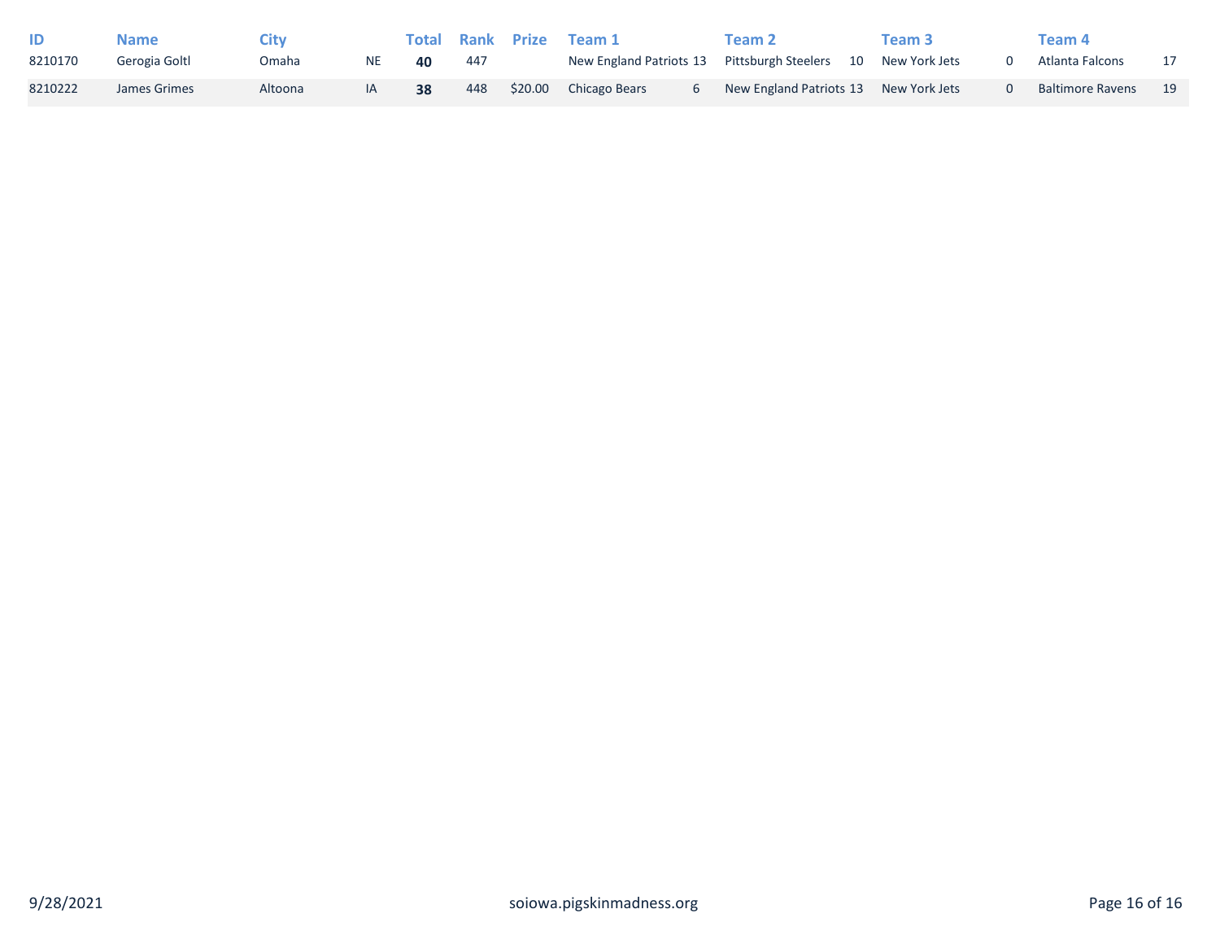| ID | Name | City | | Total | Rank | Prize | Team 1 | | Team 2 | | Team 3 | | Team 4 | |
|---|---|---|---|---|---|---|---|---|---|---|---|---|---|---|
| 8210170 | Gerogia Goltl | Omaha | NE | **40** | 447 | | New England Patriots | 13 | Pittsburgh Steelers | 10 | New York Jets | 0 | Atlanta Falcons | 17 |
| 8210222 | James Grimes | Altoona | IA | **38** | 448 | $20.00 | Chicago Bears | 6 | New England Patriots | 13 | New York Jets | 0 | Baltimore Ravens | 19 |

9/28/2021 soiowa.pigskinmadness.org